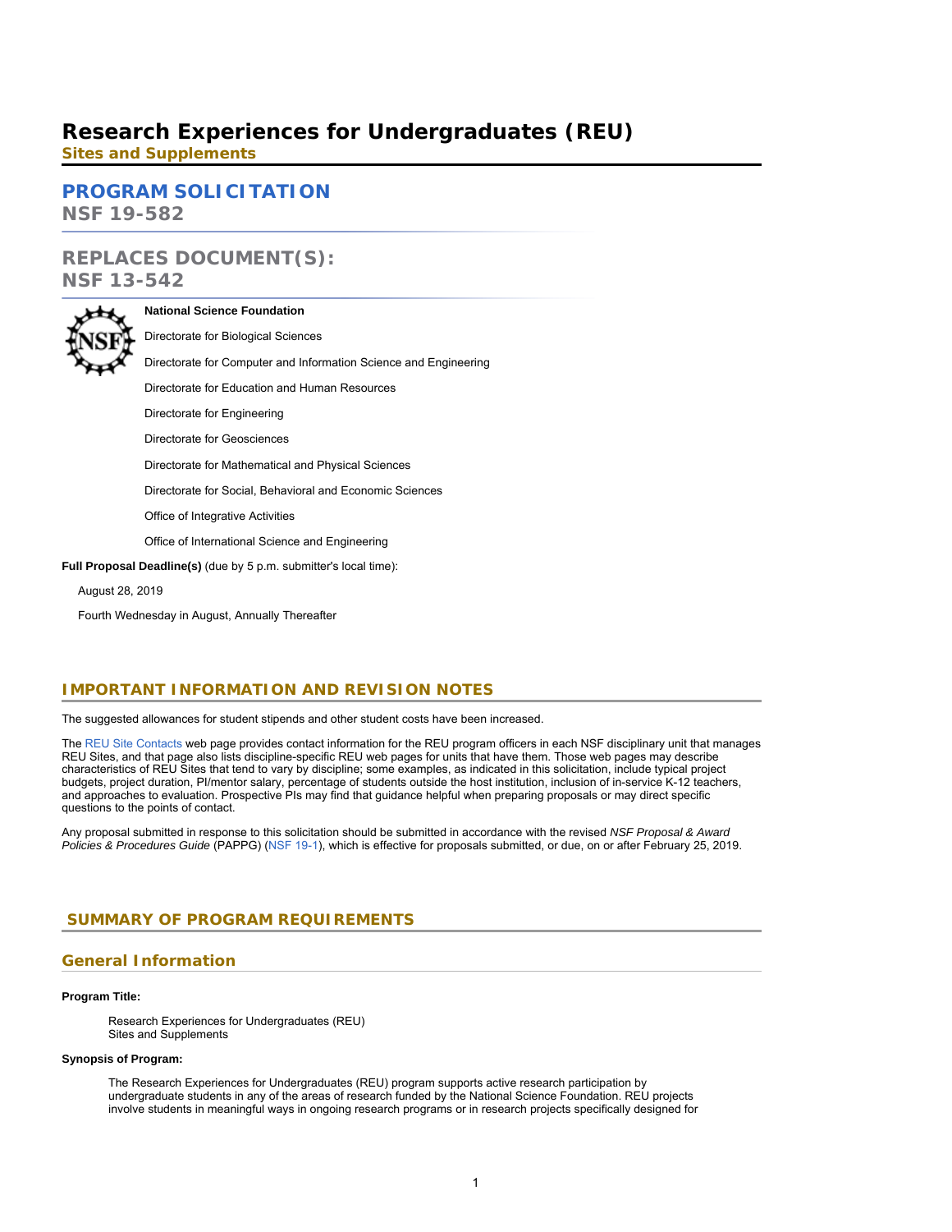# Research Experiences for Undergraduates (REU)

**Sites and Supplements**

## PROGRAM SOLICITATION

**NSF 19-582**

## REPLACES DOCUMENT(S):

**NSF 13-542**

**National Science Foundation**

Directorate for Biological Sciences

Directorate for Computer and Information Science and Engineering

Directorate for Education and Human Resources

Directorate for Engineering

Directorate for Geosciences

Directorate for Mathematical and Physical Sciences

Directorate for Social, Behavioral and Economic Sciences

Office of Integrative Activities

Office of International Science and Engineering

**Full Proposal Deadline(s)** (due by 5 p.m. submitter's local time):

August 28, 2019

Fourth Wednesday in August, Annually Thereafter

## IMPORTANT INFORMATION AND REVISION NOTES

The suggested allowances for student stipends and other student costs have been increased.

The REU Site Contacts web page provides contact information for the REU program officers in each NSF disciplinary unit that manages REU Sites, and that page also lists discipline-specific REU web pages for units that have them. Those web pages may describe characteristics of REU Sites that tend to vary by discipline; some examples, as indicated in this solicitation, include typical project budgets, project duration, PI/mentor salary, percentage of students outside the host institution, inclusion of in-service K-12 teachers, and approaches to evaluation. Prospective PIs may find that guidance helpful when preparing proposals or may direct specific questions to the points of contact.

Any proposal submitted in response to this solicitation should be submitted in accordance with the revised *NSF Proposal & Award Policies & Procedures Guide* (PAPPG) (NSF 19-1), which is effective for proposals submitted, or due, on or after February 25, 2019.

## SUMMARY OF PROGRAM REQUIREMENTS

### General Information

**Program Title:**

Research Experiences for Undergraduates (REU)
Sites and Supplements

**Synopsis of Program:**

The Research Experiences for Undergraduates (REU) program supports active research participation by undergraduate students in any of the areas of research funded by the National Science Foundation. REU projects involve students in meaningful ways in ongoing research programs or in research projects specifically designed for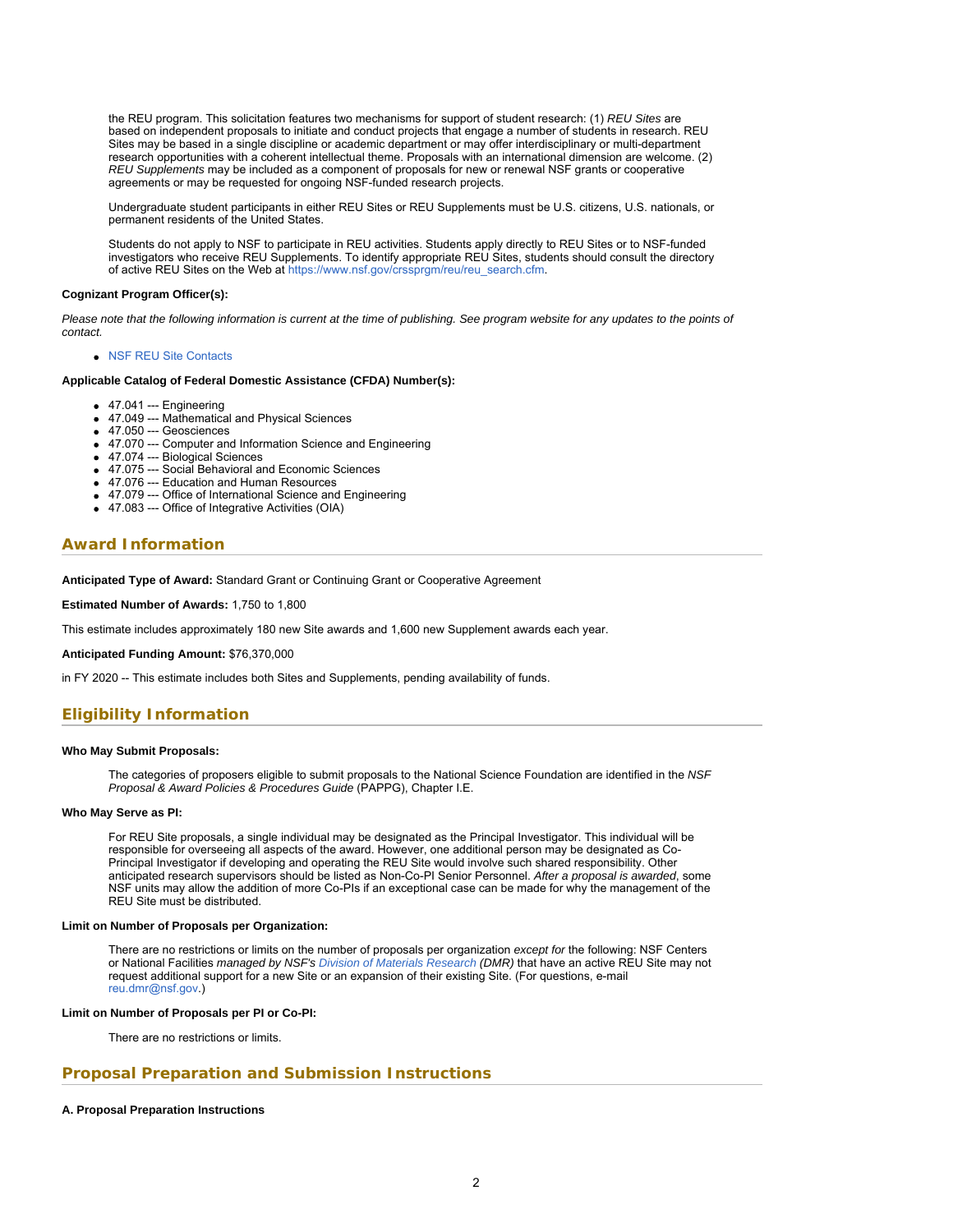the REU program. This solicitation features two mechanisms for support of student research: (1) *REU Sites* are based on independent proposals to initiate and conduct projects that engage a number of students in research. REU Sites may be based in a single discipline or academic department or may offer interdisciplinary or multi-department research opportunities with a coherent intellectual theme. Proposals with an international dimension are welcome. (2) *REU Supplements* may be included as a component of proposals for new or renewal NSF grants or cooperative agreements or may be requested for ongoing NSF-funded research projects.

Undergraduate student participants in either REU Sites or REU Supplements must be U.S. citizens, U.S. nationals, or permanent residents of the United States.

Students do not apply to NSF to participate in REU activities. Students apply directly to REU Sites or to NSF-funded investigators who receive REU Supplements. To identify appropriate REU Sites, students should consult the directory of active REU Sites on the Web at https://www.nsf.gov/crssprgm/reu/reu_search.cfm.

**Cognizant Program Officer(s):**

*Please note that the following information is current at the time of publishing. See program website for any updates to the points of contact.*

- NSF REU Site Contacts

**Applicable Catalog of Federal Domestic Assistance (CFDA) Number(s):**

- 47.041 --- Engineering
- 47.049 --- Mathematical and Physical Sciences
- 47.050 --- Geosciences
- 47.070 --- Computer and Information Science and Engineering
- 47.074 --- Biological Sciences
- 47.075 --- Social Behavioral and Economic Sciences
- 47.076 --- Education and Human Resources
- 47.079 --- Office of International Science and Engineering
- 47.083 --- Office of Integrative Activities (OIA)

## Award Information

**Anticipated Type of Award:** Standard Grant or Continuing Grant or Cooperative Agreement

**Estimated Number of Awards:** 1,750 to 1,800

This estimate includes approximately 180 new Site awards and 1,600 new Supplement awards each year.

**Anticipated Funding Amount:** $76,370,000

in FY 2020 -- This estimate includes both Sites and Supplements, pending availability of funds.

## Eligibility Information

**Who May Submit Proposals:**

The categories of proposers eligible to submit proposals to the National Science Foundation are identified in the *NSF Proposal & Award Policies & Procedures Guide* (PAPPG), Chapter I.E.

**Who May Serve as PI:**

For REU Site proposals, a single individual may be designated as the Principal Investigator. This individual will be responsible for overseeing all aspects of the award. However, one additional person may be designated as Co-Principal Investigator if developing and operating the REU Site would involve such shared responsibility. Other anticipated research supervisors should be listed as Non-Co-PI Senior Personnel. *After a proposal is awarded*, some NSF units may allow the addition of more Co-PIs if an exceptional case can be made for why the management of the REU Site must be distributed.

**Limit on Number of Proposals per Organization:**

There are no restrictions or limits on the number of proposals per organization *except for* the following: NSF Centers or National Facilities *managed by NSF's Division of Materials Research (DMR)* that have an active REU Site may not request additional support for a new Site or an expansion of their existing Site. (For questions, e-mail reu.dmr@nsf.gov.)

**Limit on Number of Proposals per PI or Co-PI:**

There are no restrictions or limits.

## Proposal Preparation and Submission Instructions

**A. Proposal Preparation Instructions**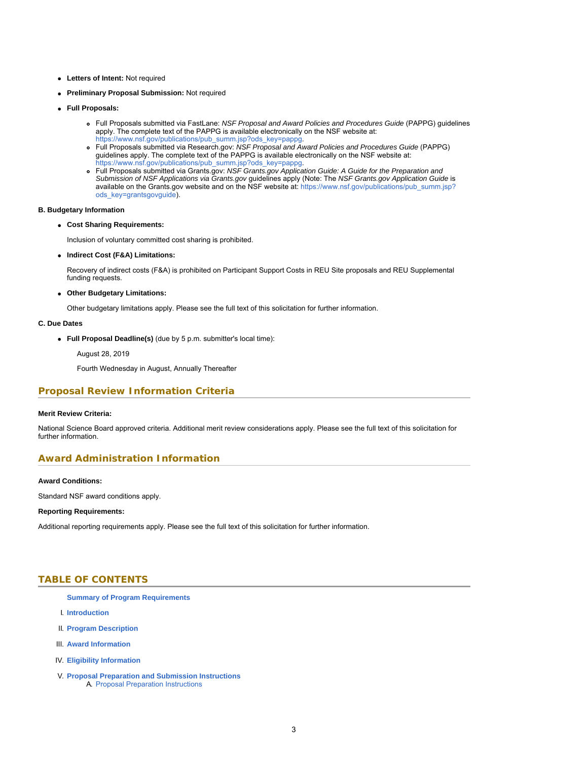- **Letters of Intent:** Not required
- **Preliminary Proposal Submission:** Not required
- **Full Proposals:**
    - Full Proposals submitted via FastLane: *NSF Proposal and Award Policies and Procedures Guide* (PAPPG) guidelines apply. The complete text of the PAPPG is available electronically on the NSF website at: https://www.nsf.gov/publications/pub_summ.jsp?ods_key=pappg.
    - Full Proposals submitted via Research.gov: *NSF Proposal and Award Policies and Procedures Guide* (PAPPG) guidelines apply. The complete text of the PAPPG is available electronically on the NSF website at: https://www.nsf.gov/publications/pub_summ.jsp?ods_key=pappg.
    - Full Proposals submitted via Grants.gov: *NSF Grants.gov Application Guide: A Guide for the Preparation and Submission of NSF Applications via Grants.gov* guidelines apply (Note: The *NSF Grants.gov Application Guide* is available on the Grants.gov website and on the NSF website at: https://www.nsf.gov/publications/pub_summ.jsp?ods_key=grantsgovguide).

**B. Budgetary Information**

- **Cost Sharing Requirements:**

  Inclusion of voluntary committed cost sharing is prohibited.

- **Indirect Cost (F&A) Limitations:**

  Recovery of indirect costs (F&A) is prohibited on Participant Support Costs in REU Site proposals and REU Supplemental funding requests.

- **Other Budgetary Limitations:**

  Other budgetary limitations apply. Please see the full text of this solicitation for further information.

**C. Due Dates**

- **Full Proposal Deadline(s)** (due by 5 p.m. submitter's local time):

  August 28, 2019

  Fourth Wednesday in August, Annually Thereafter

## Proposal Review Information Criteria

**Merit Review Criteria:**

National Science Board approved criteria. Additional merit review considerations apply. Please see the full text of this solicitation for further information.

## Award Administration Information

**Award Conditions:**

Standard NSF award conditions apply.

**Reporting Requirements:**

Additional reporting requirements apply. Please see the full text of this solicitation for further information.

## TABLE OF CONTENTS

**Summary of Program Requirements**

I. **Introduction**

II. **Program Description**

III. **Award Information**

IV. **Eligibility Information**

V. **Proposal Preparation and Submission Instructions**
   A. Proposal Preparation Instructions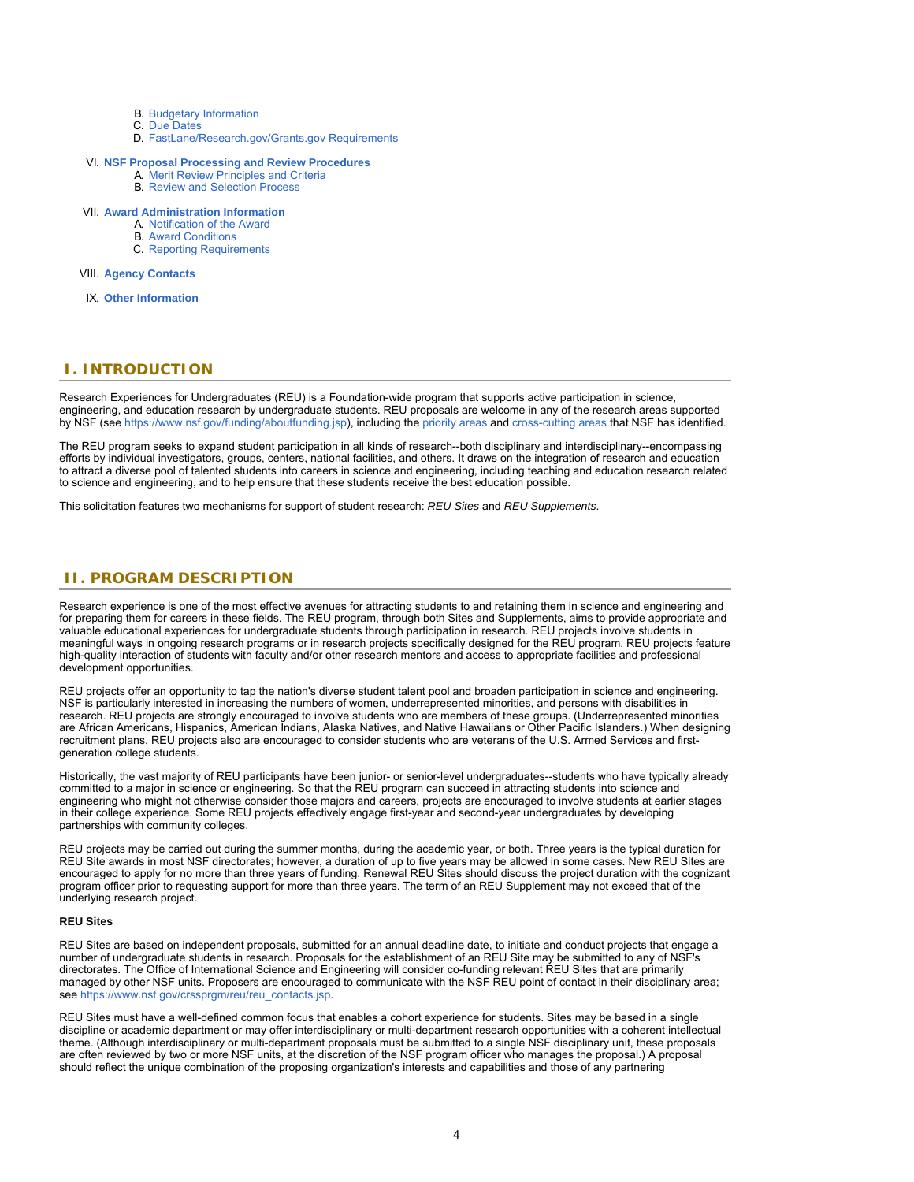- B. Budgetary Information
- C. Due Dates
- D. FastLane/Research.gov/Grants.gov Requirements

VI. **NSF Proposal Processing and Review Procedures**
- A. Merit Review Principles and Criteria
- B. Review and Selection Process

VII. **Award Administration Information**
- A. Notification of the Award
- B. Award Conditions
- C. Reporting Requirements

VIII. **Agency Contacts**

IX. **Other Information**

## I. INTRODUCTION

Research Experiences for Undergraduates (REU) is a Foundation-wide program that supports active participation in science, engineering, and education research by undergraduate students. REU proposals are welcome in any of the research areas supported by NSF (see https://www.nsf.gov/funding/aboutfunding.jsp), including the priority areas and cross-cutting areas that NSF has identified.

The REU program seeks to expand student participation in all kinds of research--both disciplinary and interdisciplinary--encompassing efforts by individual investigators, groups, centers, national facilities, and others. It draws on the integration of research and education to attract a diverse pool of talented students into careers in science and engineering, including teaching and education research related to science and engineering, and to help ensure that these students receive the best education possible.

This solicitation features two mechanisms for support of student research: *REU Sites* and *REU Supplements*.

## II. PROGRAM DESCRIPTION

Research experience is one of the most effective avenues for attracting students to and retaining them in science and engineering and for preparing them for careers in these fields. The REU program, through both Sites and Supplements, aims to provide appropriate and valuable educational experiences for undergraduate students through participation in research. REU projects involve students in meaningful ways in ongoing research programs or in research projects specifically designed for the REU program. REU projects feature high-quality interaction of students with faculty and/or other research mentors and access to appropriate facilities and professional development opportunities.

REU projects offer an opportunity to tap the nation's diverse student talent pool and broaden participation in science and engineering. NSF is particularly interested in increasing the numbers of women, underrepresented minorities, and persons with disabilities in research. REU projects are strongly encouraged to involve students who are members of these groups. (Underrepresented minorities are African Americans, Hispanics, American Indians, Alaska Natives, and Native Hawaiians or Other Pacific Islanders.) When designing recruitment plans, REU projects also are encouraged to consider students who are veterans of the U.S. Armed Services and first-generation college students.

Historically, the vast majority of REU participants have been junior- or senior-level undergraduates--students who have typically already committed to a major in science or engineering. So that the REU program can succeed in attracting students into science and engineering who might not otherwise consider those majors and careers, projects are encouraged to involve students at earlier stages in their college experience. Some REU projects effectively engage first-year and second-year undergraduates by developing partnerships with community colleges.

REU projects may be carried out during the summer months, during the academic year, or both. Three years is the typical duration for REU Site awards in most NSF directorates; however, a duration of up to five years may be allowed in some cases. New REU Sites are encouraged to apply for no more than three years of funding. Renewal REU Sites should discuss the project duration with the cognizant program officer prior to requesting support for more than three years. The term of an REU Supplement may not exceed that of the underlying research project.

**REU Sites**

REU Sites are based on independent proposals, submitted for an annual deadline date, to initiate and conduct projects that engage a number of undergraduate students in research. Proposals for the establishment of an REU Site may be submitted to any of NSF's directorates. The Office of International Science and Engineering will consider co-funding relevant REU Sites that are primarily managed by other NSF units. Proposers are encouraged to communicate with the NSF REU point of contact in their disciplinary area; see https://www.nsf.gov/crssprgm/reu/reu_contacts.jsp.

REU Sites must have a well-defined common focus that enables a cohort experience for students. Sites may be based in a single discipline or academic department or may offer interdisciplinary or multi-department research opportunities with a coherent intellectual theme. (Although interdisciplinary or multi-department proposals must be submitted to a single NSF disciplinary unit, these proposals are often reviewed by two or more NSF units, at the discretion of the NSF program officer who manages the proposal.) A proposal should reflect the unique combination of the proposing organization's interests and capabilities and those of any partnering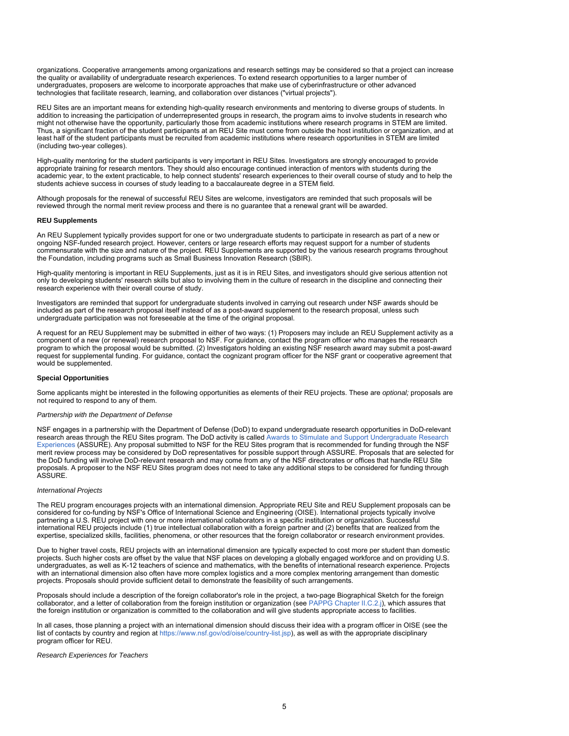organizations. Cooperative arrangements among organizations and research settings may be considered so that a project can increase the quality or availability of undergraduate research experiences. To extend research opportunities to a larger number of undergraduates, proposers are welcome to incorporate approaches that make use of cyberinfrastructure or other advanced technologies that facilitate research, learning, and collaboration over distances ("virtual projects").

REU Sites are an important means for extending high-quality research environments and mentoring to diverse groups of students. In addition to increasing the participation of underrepresented groups in research, the program aims to involve students in research who might not otherwise have the opportunity, particularly those from academic institutions where research programs in STEM are limited. Thus, a significant fraction of the student participants at an REU Site must come from outside the host institution or organization, and at least half of the student participants must be recruited from academic institutions where research opportunities in STEM are limited (including two-year colleges).

High-quality mentoring for the student participants is very important in REU Sites. Investigators are strongly encouraged to provide appropriate training for research mentors. They should also encourage continued interaction of mentors with students during the academic year, to the extent practicable, to help connect students' research experiences to their overall course of study and to help the students achieve success in courses of study leading to a baccalaureate degree in a STEM field.

Although proposals for the renewal of successful REU Sites are welcome, investigators are reminded that such proposals will be reviewed through the normal merit review process and there is no guarantee that a renewal grant will be awarded.

**REU Supplements**

An REU Supplement typically provides support for one or two undergraduate students to participate in research as part of a new or ongoing NSF-funded research project. However, centers or large research efforts may request support for a number of students commensurate with the size and nature of the project. REU Supplements are supported by the various research programs throughout the Foundation, including programs such as Small Business Innovation Research (SBIR).

High-quality mentoring is important in REU Supplements, just as it is in REU Sites, and investigators should give serious attention not only to developing students' research skills but also to involving them in the culture of research in the discipline and connecting their research experience with their overall course of study.

Investigators are reminded that support for undergraduate students involved in carrying out research under NSF awards should be included as part of the research proposal itself instead of as a post-award supplement to the research proposal, unless such undergraduate participation was not foreseeable at the time of the original proposal.

A request for an REU Supplement may be submitted in either of two ways: (1) Proposers may include an REU Supplement activity as a component of a new (or renewal) research proposal to NSF. For guidance, contact the program officer who manages the research program to which the proposal would be submitted. (2) Investigators holding an existing NSF research award may submit a post-award request for supplemental funding. For guidance, contact the cognizant program officer for the NSF grant or cooperative agreement that would be supplemented.

**Special Opportunities**

Some applicants might be interested in the following opportunities as elements of their REU projects. These are *optional;* proposals are not required to respond to any of them.

*Partnership with the Department of Defense*

NSF engages in a partnership with the Department of Defense (DoD) to expand undergraduate research opportunities in DoD-relevant research areas through the REU Sites program. The DoD activity is called Awards to Stimulate and Support Undergraduate Research Experiences (ASSURE). Any proposal submitted to NSF for the REU Sites program that is recommended for funding through the NSF merit review process may be considered by DoD representatives for possible support through ASSURE. Proposals that are selected for the DoD funding will involve DoD-relevant research and may come from any of the NSF directorates or offices that handle REU Site proposals. A proposer to the NSF REU Sites program does not need to take any additional steps to be considered for funding through ASSURE.

*International Projects*

The REU program encourages projects with an international dimension. Appropriate REU Site and REU Supplement proposals can be considered for co-funding by NSF's Office of International Science and Engineering (OISE). International projects typically involve partnering a U.S. REU project with one or more international collaborators in a specific institution or organization. Successful international REU projects include (1) true intellectual collaboration with a foreign partner and (2) benefits that are realized from the expertise, specialized skills, facilities, phenomena, or other resources that the foreign collaborator or research environment provides.

Due to higher travel costs, REU projects with an international dimension are typically expected to cost more per student than domestic projects. Such higher costs are offset by the value that NSF places on developing a globally engaged workforce and on providing U.S. undergraduates, as well as K-12 teachers of science and mathematics, with the benefits of international research experience. Projects with an international dimension also often have more complex logistics and a more complex mentoring arrangement than domestic projects. Proposals should provide sufficient detail to demonstrate the feasibility of such arrangements.

Proposals should include a description of the foreign collaborator's role in the project, a two-page Biographical Sketch for the foreign collaborator, and a letter of collaboration from the foreign institution or organization (see PAPPG Chapter II.C.2.j), which assures that the foreign institution or organization is committed to the collaboration and will give students appropriate access to facilities.

In all cases, those planning a project with an international dimension should discuss their idea with a program officer in OISE (see the list of contacts by country and region at https://www.nsf.gov/od/oise/country-list.jsp), as well as with the appropriate disciplinary program officer for REU.

*Research Experiences for Teachers*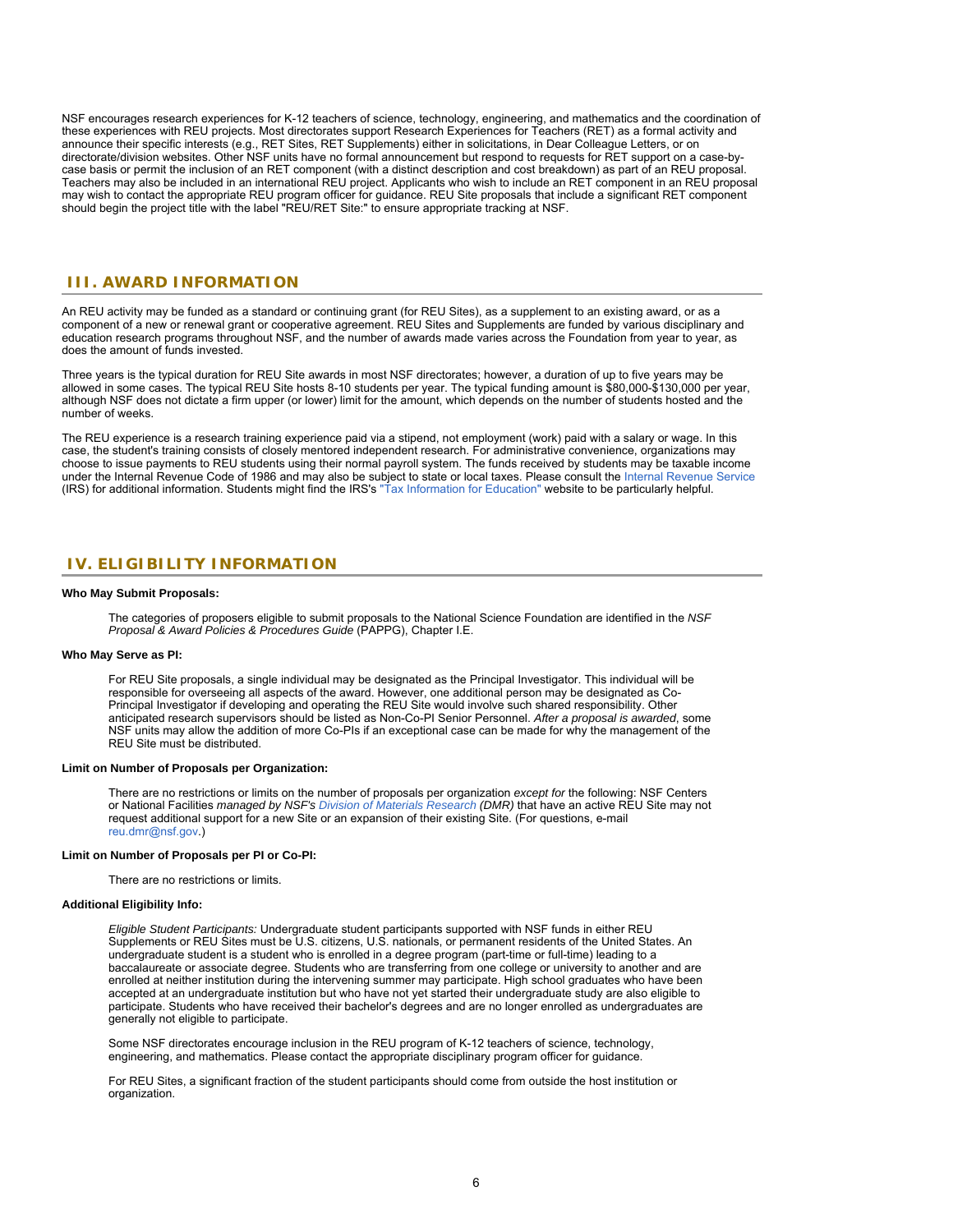NSF encourages research experiences for K-12 teachers of science, technology, engineering, and mathematics and the coordination of these experiences with REU projects. Most directorates support Research Experiences for Teachers (RET) as a formal activity and announce their specific interests (e.g., RET Sites, RET Supplements) either in solicitations, in Dear Colleague Letters, or on directorate/division websites. Other NSF units have no formal announcement but respond to requests for RET support on a case-by-case basis or permit the inclusion of an RET component (with a distinct description and cost breakdown) as part of an REU proposal. Teachers may also be included in an international REU project. Applicants who wish to include an RET component in an REU proposal may wish to contact the appropriate REU program officer for guidance. REU Site proposals that include a significant RET component should begin the project title with the label "REU/RET Site:" to ensure appropriate tracking at NSF.

## III. AWARD INFORMATION

An REU activity may be funded as a standard or continuing grant (for REU Sites), as a supplement to an existing award, or as a component of a new or renewal grant or cooperative agreement. REU Sites and Supplements are funded by various disciplinary and education research programs throughout NSF, and the number of awards made varies across the Foundation from year to year, as does the amount of funds invested.

Three years is the typical duration for REU Site awards in most NSF directorates; however, a duration of up to five years may be allowed in some cases. The typical REU Site hosts 8-10 students per year. The typical funding amount is $80,000-$130,000 per year, although NSF does not dictate a firm upper (or lower) limit for the amount, which depends on the number of students hosted and the number of weeks.

The REU experience is a research training experience paid via a stipend, not employment (work) paid with a salary or wage. In this case, the student's training consists of closely mentored independent research. For administrative convenience, organizations may choose to issue payments to REU students using their normal payroll system. The funds received by students may be taxable income under the Internal Revenue Code of 1986 and may also be subject to state or local taxes. Please consult the Internal Revenue Service (IRS) for additional information. Students might find the IRS's "Tax Information for Education" website to be particularly helpful.

## IV. ELIGIBILITY INFORMATION

**Who May Submit Proposals:**

The categories of proposers eligible to submit proposals to the National Science Foundation are identified in the *NSF Proposal & Award Policies & Procedures Guide* (PAPPG), Chapter I.E.

**Who May Serve as PI:**

For REU Site proposals, a single individual may be designated as the Principal Investigator. This individual will be responsible for overseeing all aspects of the award. However, one additional person may be designated as Co-Principal Investigator if developing and operating the REU Site would involve such shared responsibility. Other anticipated research supervisors should be listed as Non-Co-PI Senior Personnel. *After a proposal is awarded*, some NSF units may allow the addition of more Co-PIs if an exceptional case can be made for why the management of the REU Site must be distributed.

**Limit on Number of Proposals per Organization:**

There are no restrictions or limits on the number of proposals per organization *except for* the following: NSF Centers or National Facilities *managed by NSF's Division of Materials Research (DMR)* that have an active REU Site may not request additional support for a new Site or an expansion of their existing Site. (For questions, e-mail reu.dmr@nsf.gov.)

**Limit on Number of Proposals per PI or Co-PI:**

There are no restrictions or limits.

**Additional Eligibility Info:**

*Eligible Student Participants:* Undergraduate student participants supported with NSF funds in either REU Supplements or REU Sites must be U.S. citizens, U.S. nationals, or permanent residents of the United States. An undergraduate student is a student who is enrolled in a degree program (part-time or full-time) leading to a baccalaureate or associate degree. Students who are transferring from one college or university to another and are enrolled at neither institution during the intervening summer may participate. High school graduates who have been accepted at an undergraduate institution but who have not yet started their undergraduate study are also eligible to participate. Students who have received their bachelor's degrees and are no longer enrolled as undergraduates are generally not eligible to participate.

Some NSF directorates encourage inclusion in the REU program of K-12 teachers of science, technology, engineering, and mathematics. Please contact the appropriate disciplinary program officer for guidance.

For REU Sites, a significant fraction of the student participants should come from outside the host institution or organization.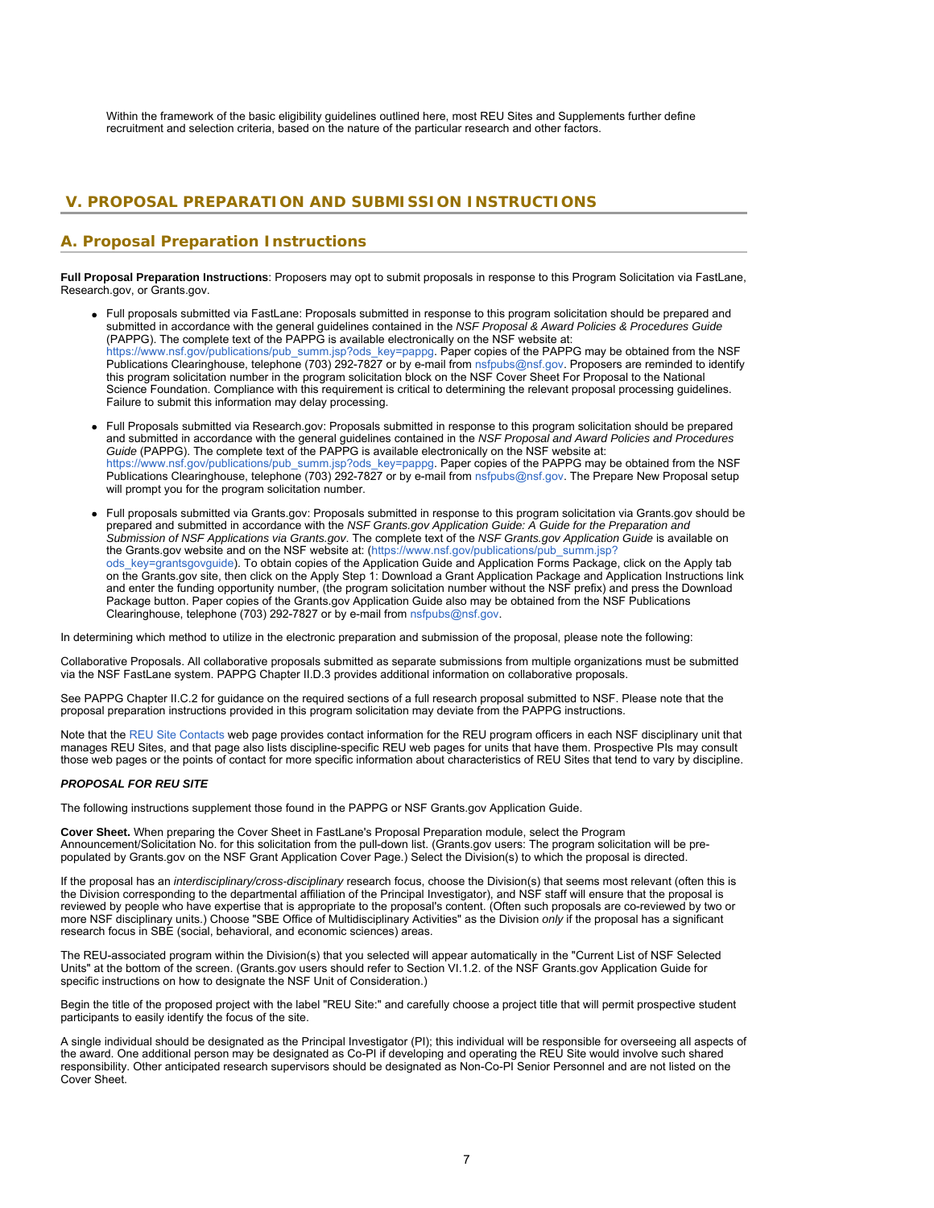Within the framework of the basic eligibility guidelines outlined here, most REU Sites and Supplements further define recruitment and selection criteria, based on the nature of the particular research and other factors.

## V. PROPOSAL PREPARATION AND SUBMISSION INSTRUCTIONS

### A. Proposal Preparation Instructions

**Full Proposal Preparation Instructions**: Proposers may opt to submit proposals in response to this Program Solicitation via FastLane, Research.gov, or Grants.gov.

- Full proposals submitted via FastLane: Proposals submitted in response to this program solicitation should be prepared and submitted in accordance with the general guidelines contained in the *NSF Proposal & Award Policies & Procedures Guide* (PAPPG). The complete text of the PAPPG is available electronically on the NSF website at: https://www.nsf.gov/publications/pub_summ.jsp?ods_key=pappg. Paper copies of the PAPPG may be obtained from the NSF Publications Clearinghouse, telephone (703) 292-7827 or by e-mail from nsfpubs@nsf.gov. Proposers are reminded to identify this program solicitation number in the program solicitation block on the NSF Cover Sheet For Proposal to the National Science Foundation. Compliance with this requirement is critical to determining the relevant proposal processing guidelines. Failure to submit this information may delay processing.
- Full Proposals submitted via Research.gov: Proposals submitted in response to this program solicitation should be prepared and submitted in accordance with the general guidelines contained in the *NSF Proposal and Award Policies and Procedures Guide* (PAPPG). The complete text of the PAPPG is available electronically on the NSF website at: https://www.nsf.gov/publications/pub_summ.jsp?ods_key=pappg. Paper copies of the PAPPG may be obtained from the NSF Publications Clearinghouse, telephone (703) 292-7827 or by e-mail from nsfpubs@nsf.gov. The Prepare New Proposal setup will prompt you for the program solicitation number.
- Full proposals submitted via Grants.gov: Proposals submitted in response to this program solicitation via Grants.gov should be prepared and submitted in accordance with the *NSF Grants.gov Application Guide: A Guide for the Preparation and Submission of NSF Applications via Grants.gov*. The complete text of the *NSF Grants.gov Application Guide* is available on the Grants.gov website and on the NSF website at: (https://www.nsf.gov/publications/pub_summ.jsp?ods_key=grantsgovguide). To obtain copies of the Application Guide and Application Forms Package, click on the Apply tab on the Grants.gov site, then click on the Apply Step 1: Download a Grant Application Package and Application Instructions link and enter the funding opportunity number, (the program solicitation number without the NSF prefix) and press the Download Package button. Paper copies of the Grants.gov Application Guide also may be obtained from the NSF Publications Clearinghouse, telephone (703) 292-7827 or by e-mail from nsfpubs@nsf.gov.

In determining which method to utilize in the electronic preparation and submission of the proposal, please note the following:

Collaborative Proposals. All collaborative proposals submitted as separate submissions from multiple organizations must be submitted via the NSF FastLane system. PAPPG Chapter II.D.3 provides additional information on collaborative proposals.

See PAPPG Chapter II.C.2 for guidance on the required sections of a full research proposal submitted to NSF. Please note that the proposal preparation instructions provided in this program solicitation may deviate from the PAPPG instructions.

Note that the REU Site Contacts web page provides contact information for the REU program officers in each NSF disciplinary unit that manages REU Sites, and that page also lists discipline-specific REU web pages for units that have them. Prospective PIs may consult those web pages or the points of contact for more specific information about characteristics of REU Sites that tend to vary by discipline.

***PROPOSAL FOR REU SITE***

The following instructions supplement those found in the PAPPG or NSF Grants.gov Application Guide.

**Cover Sheet.** When preparing the Cover Sheet in FastLane's Proposal Preparation module, select the Program Announcement/Solicitation No. for this solicitation from the pull-down list. (Grants.gov users: The program solicitation will be pre-populated by Grants.gov on the NSF Grant Application Cover Page.) Select the Division(s) to which the proposal is directed.

If the proposal has an *interdisciplinary/cross-disciplinary* research focus, choose the Division(s) that seems most relevant (often this is the Division corresponding to the departmental affiliation of the Principal Investigator), and NSF staff will ensure that the proposal is reviewed by people who have expertise that is appropriate to the proposal's content. (Often such proposals are co-reviewed by two or more NSF disciplinary units.) Choose "SBE Office of Multidisciplinary Activities" as the Division *only* if the proposal has a significant research focus in SBE (social, behavioral, and economic sciences) areas.

The REU-associated program within the Division(s) that you selected will appear automatically in the "Current List of NSF Selected Units" at the bottom of the screen. (Grants.gov users should refer to Section VI.1.2. of the NSF Grants.gov Application Guide for specific instructions on how to designate the NSF Unit of Consideration.)

Begin the title of the proposed project with the label "REU Site:" and carefully choose a project title that will permit prospective student participants to easily identify the focus of the site.

A single individual should be designated as the Principal Investigator (PI); this individual will be responsible for overseeing all aspects of the award. One additional person may be designated as Co-PI if developing and operating the REU Site would involve such shared responsibility. Other anticipated research supervisors should be designated as Non-Co-PI Senior Personnel and are not listed on the Cover Sheet.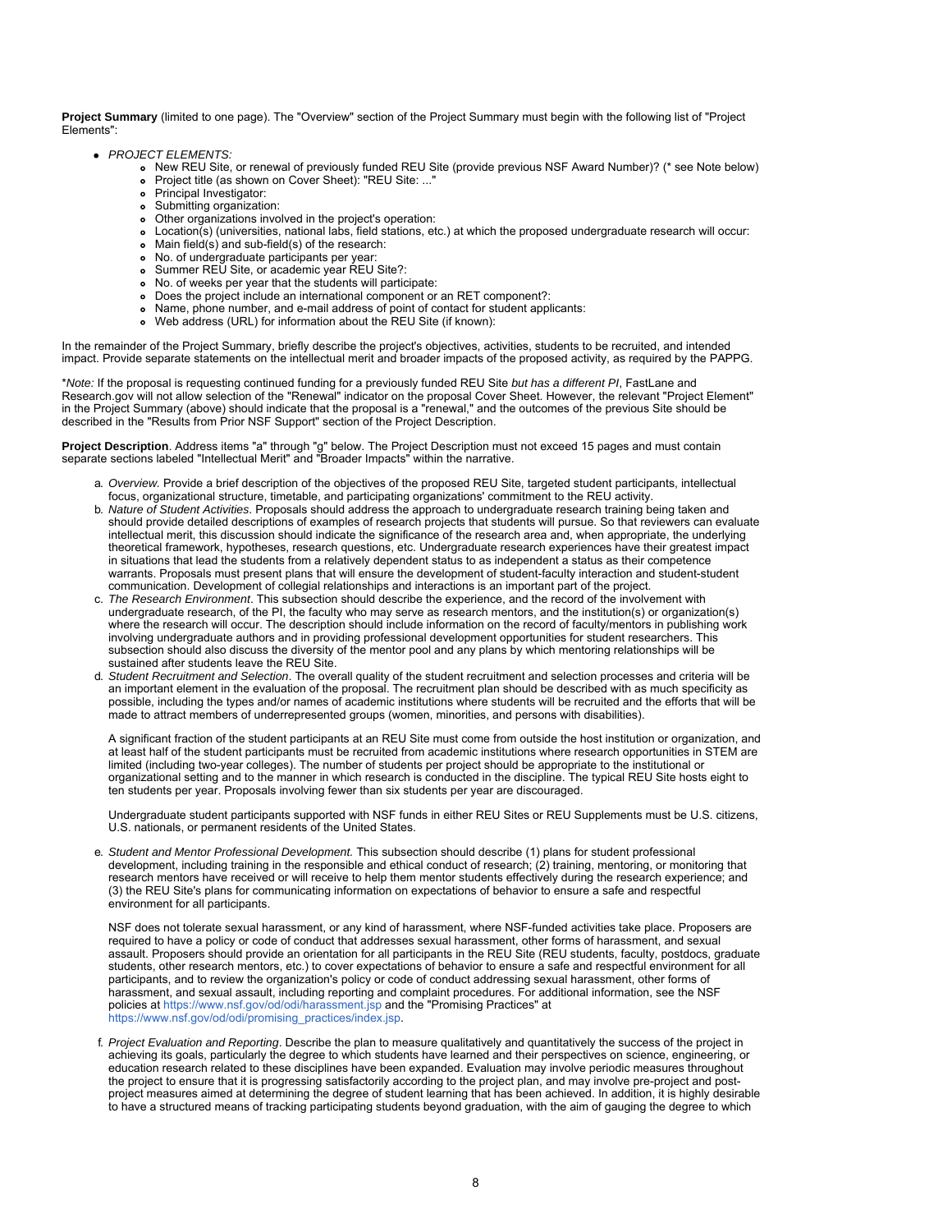**Project Summary** (limited to one page). The "Overview" section of the Project Summary must begin with the following list of "Project Elements":

- *PROJECT ELEMENTS:*
  - New REU Site, or renewal of previously funded REU Site (provide previous NSF Award Number)? (* see Note below)
  - Project title (as shown on Cover Sheet): "REU Site: ..."
  - Principal Investigator:
  - Submitting organization:
  - Other organizations involved in the project's operation:
  - Location(s) (universities, national labs, field stations, etc.) at which the proposed undergraduate research will occur:
  - Main field(s) and sub-field(s) of the research:
  - No. of undergraduate participants per year:
  - Summer REU Site, or academic year REU Site?:
  - No. of weeks per year that the students will participate:
  - Does the project include an international component or an RET component?:
  - Name, phone number, and e-mail address of point of contact for student applicants:
  - Web address (URL) for information about the REU Site (if known):

In the remainder of the Project Summary, briefly describe the project's objectives, activities, students to be recruited, and intended impact. Provide separate statements on the intellectual merit and broader impacts of the proposed activity, as required by the PAPPG.

**Note:* If the proposal is requesting continued funding for a previously funded REU Site *but has a different PI*, FastLane and Research.gov will not allow selection of the "Renewal" indicator on the proposal Cover Sheet. However, the relevant "Project Element" in the Project Summary (above) should indicate that the proposal is a "renewal," and the outcomes of the previous Site should be described in the "Results from Prior NSF Support" section of the Project Description.

**Project Description**. Address items "a" through "g" below. The Project Description must not exceed 15 pages and must contain separate sections labeled "Intellectual Merit" and "Broader Impacts" within the narrative.

a. *Overview.* Provide a brief description of the objectives of the proposed REU Site, targeted student participants, intellectual focus, organizational structure, timetable, and participating organizations' commitment to the REU activity.

b. *Nature of Student Activities*. Proposals should address the approach to undergraduate research training being taken and should provide detailed descriptions of examples of research projects that students will pursue. So that reviewers can evaluate intellectual merit, this discussion should indicate the significance of the research area and, when appropriate, the underlying theoretical framework, hypotheses, research questions, etc. Undergraduate research experiences have their greatest impact in situations that lead the students from a relatively dependent status to as independent a status as their competence warrants. Proposals must present plans that will ensure the development of student-faculty interaction and student-student communication. Development of collegial relationships and interactions is an important part of the project.

c. *The Research Environment*. This subsection should describe the experience, and the record of the involvement with undergraduate research, of the PI, the faculty who may serve as research mentors, and the institution(s) or organization(s) where the research will occur. The description should include information on the record of faculty/mentors in publishing work involving undergraduate authors and in providing professional development opportunities for student researchers. This subsection should also discuss the diversity of the mentor pool and any plans by which mentoring relationships will be sustained after students leave the REU Site.

d. *Student Recruitment and Selection*. The overall quality of the student recruitment and selection processes and criteria will be an important element in the evaluation of the proposal. The recruitment plan should be described with as much specificity as possible, including the types and/or names of academic institutions where students will be recruited and the efforts that will be made to attract members of underrepresented groups (women, minorities, and persons with disabilities).

   A significant fraction of the student participants at an REU Site must come from outside the host institution or organization, and at least half of the student participants must be recruited from academic institutions where research opportunities in STEM are limited (including two-year colleges). The number of students per project should be appropriate to the institutional or organizational setting and to the manner in which research is conducted in the discipline. The typical REU Site hosts eight to ten students per year. Proposals involving fewer than six students per year are discouraged.

   Undergraduate student participants supported with NSF funds in either REU Sites or REU Supplements must be U.S. citizens, U.S. nationals, or permanent residents of the United States.

e. *Student and Mentor Professional Development.* This subsection should describe (1) plans for student professional development, including training in the responsible and ethical conduct of research; (2) training, mentoring, or monitoring that research mentors have received or will receive to help them mentor students effectively during the research experience; and (3) the REU Site's plans for communicating information on expectations of behavior to ensure a safe and respectful environment for all participants.

   NSF does not tolerate sexual harassment, or any kind of harassment, where NSF-funded activities take place. Proposers are required to have a policy or code of conduct that addresses sexual harassment, other forms of harassment, and sexual assault. Proposers should provide an orientation for all participants in the REU Site (REU students, faculty, postdocs, graduate students, other research mentors, etc.) to cover expectations of behavior to ensure a safe and respectful environment for all participants, and to review the organization's policy or code of conduct addressing sexual harassment, other forms of harassment, and sexual assault, including reporting and complaint procedures. For additional information, see the NSF policies at https://www.nsf.gov/od/odi/harassment.jsp and the "Promising Practices" at https://www.nsf.gov/od/odi/promising_practices/index.jsp.

f. *Project Evaluation and Reporting*. Describe the plan to measure qualitatively and quantitatively the success of the project in achieving its goals, particularly the degree to which students have learned and their perspectives on science, engineering, or education research related to these disciplines have been expanded. Evaluation may involve periodic measures throughout the project to ensure that it is progressing satisfactorily according to the project plan, and may involve pre-project and post-project measures aimed at determining the degree of student learning that has been achieved. In addition, it is highly desirable to have a structured means of tracking participating students beyond graduation, with the aim of gauging the degree to which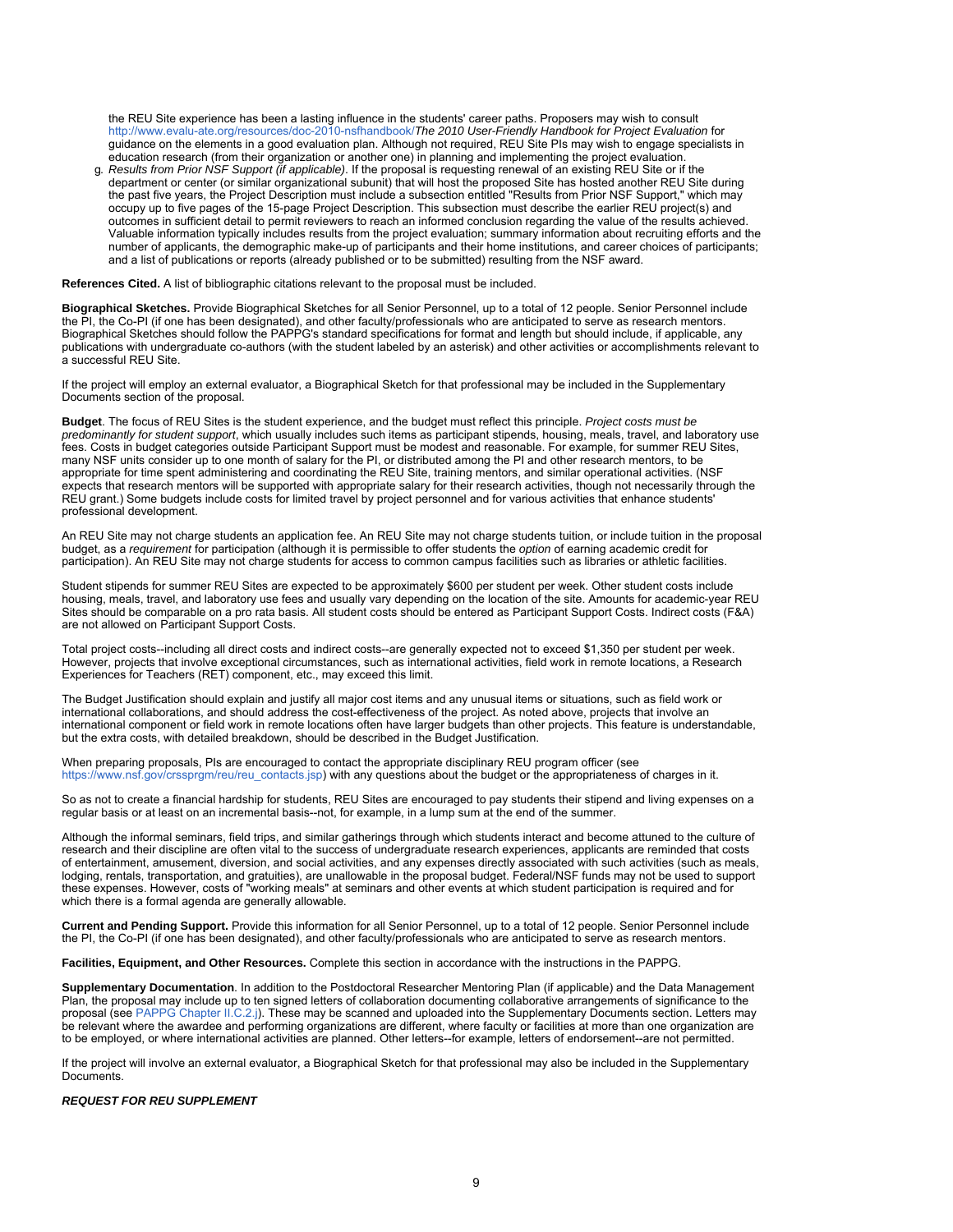the REU Site experience has been a lasting influence in the students' career paths. Proposers may wish to consult http://www.evalu-ate.org/resources/doc-2010-nsfhandbook/*The 2010 User-Friendly Handbook for Project Evaluation* for guidance on the elements in a good evaluation plan. Although not required, REU Site PIs may wish to engage specialists in education research (from their organization or another one) in planning and implementing the project evaluation.

g. *Results from Prior NSF Support (if applicable)*. If the proposal is requesting renewal of an existing REU Site or if the department or center (or similar organizational subunit) that will host the proposed Site has hosted another REU Site during the past five years, the Project Description must include a subsection entitled "Results from Prior NSF Support," which may occupy up to five pages of the 15-page Project Description. This subsection must describe the earlier REU project(s) and outcomes in sufficient detail to permit reviewers to reach an informed conclusion regarding the value of the results achieved. Valuable information typically includes results from the project evaluation; summary information about recruiting efforts and the number of applicants, the demographic make-up of participants and their home institutions, and career choices of participants; and a list of publications or reports (already published or to be submitted) resulting from the NSF award.

**References Cited.** A list of bibliographic citations relevant to the proposal must be included.

**Biographical Sketches.** Provide Biographical Sketches for all Senior Personnel, up to a total of 12 people. Senior Personnel include the PI, the Co-PI (if one has been designated), and other faculty/professionals who are anticipated to serve as research mentors. Biographical Sketches should follow the PAPPG's standard specifications for format and length but should include, if applicable, any publications with undergraduate co-authors (with the student labeled by an asterisk) and other activities or accomplishments relevant to a successful REU Site.

If the project will employ an external evaluator, a Biographical Sketch for that professional may be included in the Supplementary Documents section of the proposal.

**Budget**. The focus of REU Sites is the student experience, and the budget must reflect this principle. *Project costs must be predominantly for student support*, which usually includes such items as participant stipends, housing, meals, travel, and laboratory use fees. Costs in budget categories outside Participant Support must be modest and reasonable. For example, for summer REU Sites, many NSF units consider up to one month of salary for the PI, or distributed among the PI and other research mentors, to be appropriate for time spent administering and coordinating the REU Site, training mentors, and similar operational activities. (NSF expects that research mentors will be supported with appropriate salary for their research activities, though not necessarily through the REU grant.) Some budgets include costs for limited travel by project personnel and for various activities that enhance students' professional development.

An REU Site may not charge students an application fee. An REU Site may not charge students tuition, or include tuition in the proposal budget, as a *requirement* for participation (although it is permissible to offer students the *option* of earning academic credit for participation). An REU Site may not charge students for access to common campus facilities such as libraries or athletic facilities.

Student stipends for summer REU Sites are expected to be approximately $600 per student per week. Other student costs include housing, meals, travel, and laboratory use fees and usually vary depending on the location of the site. Amounts for academic-year REU Sites should be comparable on a pro rata basis. All student costs should be entered as Participant Support Costs. Indirect costs (F&A) are not allowed on Participant Support Costs.

Total project costs--including all direct costs and indirect costs--are generally expected not to exceed $1,350 per student per week. However, projects that involve exceptional circumstances, such as international activities, field work in remote locations, a Research Experiences for Teachers (RET) component, etc., may exceed this limit.

The Budget Justification should explain and justify all major cost items and any unusual items or situations, such as field work or international collaborations, and should address the cost-effectiveness of the project. As noted above, projects that involve an international component or field work in remote locations often have larger budgets than other projects. This feature is understandable, but the extra costs, with detailed breakdown, should be described in the Budget Justification.

When preparing proposals, PIs are encouraged to contact the appropriate disciplinary REU program officer (see https://www.nsf.gov/crssprgm/reu/reu_contacts.jsp) with any questions about the budget or the appropriateness of charges in it.

So as not to create a financial hardship for students, REU Sites are encouraged to pay students their stipend and living expenses on a regular basis or at least on an incremental basis--not, for example, in a lump sum at the end of the summer.

Although the informal seminars, field trips, and similar gatherings through which students interact and become attuned to the culture of research and their discipline are often vital to the success of undergraduate research experiences, applicants are reminded that costs of entertainment, amusement, diversion, and social activities, and any expenses directly associated with such activities (such as meals, lodging, rentals, transportation, and gratuities), are unallowable in the proposal budget. Federal/NSF funds may not be used to support these expenses. However, costs of "working meals" at seminars and other events at which student participation is required and for which there is a formal agenda are generally allowable.

**Current and Pending Support.** Provide this information for all Senior Personnel, up to a total of 12 people. Senior Personnel include the PI, the Co-PI (if one has been designated), and other faculty/professionals who are anticipated to serve as research mentors.

**Facilities, Equipment, and Other Resources.** Complete this section in accordance with the instructions in the PAPPG.

**Supplementary Documentation**. In addition to the Postdoctoral Researcher Mentoring Plan (if applicable) and the Data Management Plan, the proposal may include up to ten signed letters of collaboration documenting collaborative arrangements of significance to the proposal (see PAPPG Chapter II.C.2.j). These may be scanned and uploaded into the Supplementary Documents section. Letters may be relevant where the awardee and performing organizations are different, where faculty or facilities at more than one organization are to be employed, or where international activities are planned. Other letters--for example, letters of endorsement--are not permitted.

If the project will involve an external evaluator, a Biographical Sketch for that professional may also be included in the Supplementary Documents.

***REQUEST FOR REU SUPPLEMENT***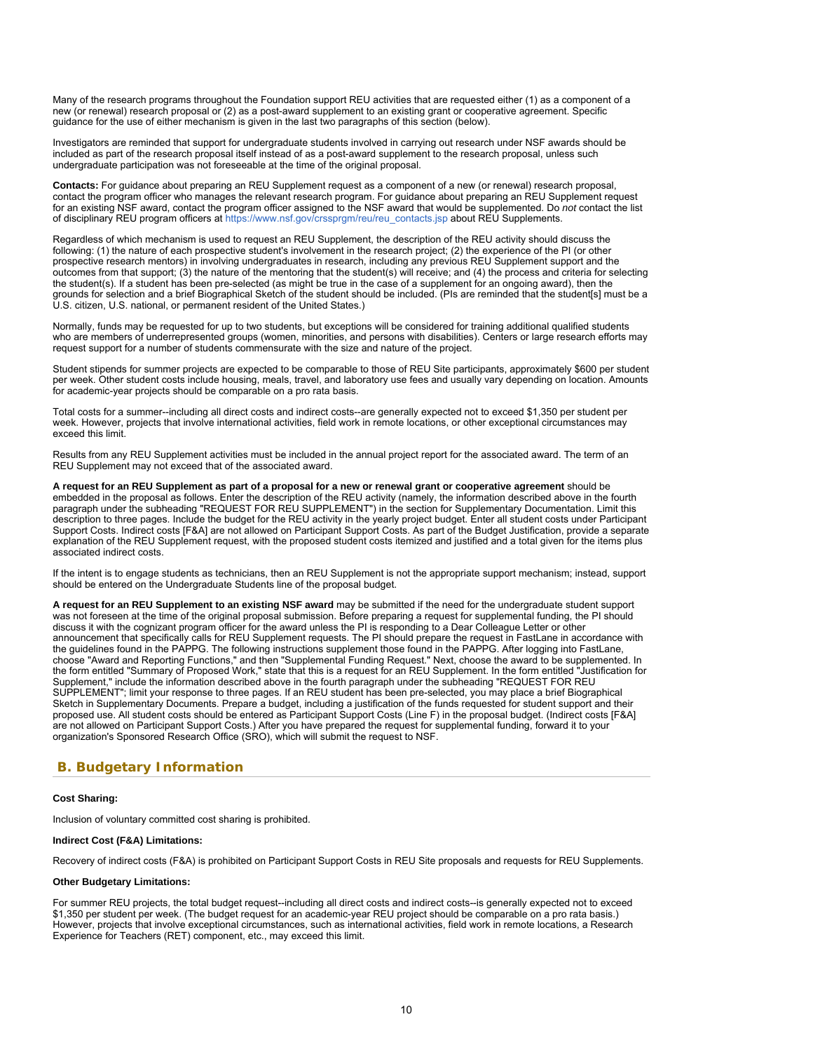Many of the research programs throughout the Foundation support REU activities that are requested either (1) as a component of a new (or renewal) research proposal or (2) as a post-award supplement to an existing grant or cooperative agreement. Specific guidance for the use of either mechanism is given in the last two paragraphs of this section (below).

Investigators are reminded that support for undergraduate students involved in carrying out research under NSF awards should be included as part of the research proposal itself instead of as a post-award supplement to the research proposal, unless such undergraduate participation was not foreseeable at the time of the original proposal.

**Contacts:** For guidance about preparing an REU Supplement request as a component of a new (or renewal) research proposal, contact the program officer who manages the relevant research program. For guidance about preparing an REU Supplement request for an existing NSF award, contact the program officer assigned to the NSF award that would be supplemented. Do *not* contact the list of disciplinary REU program officers at https://www.nsf.gov/crssprgm/reu/reu_contacts.jsp about REU Supplements.

Regardless of which mechanism is used to request an REU Supplement, the description of the REU activity should discuss the following: (1) the nature of each prospective student's involvement in the research project; (2) the experience of the PI (or other prospective research mentors) in involving undergraduates in research, including any previous REU Supplement support and the outcomes from that support; (3) the nature of the mentoring that the student(s) will receive; and (4) the process and criteria for selecting the student(s). If a student has been pre-selected (as might be true in the case of a supplement for an ongoing award), then the grounds for selection and a brief Biographical Sketch of the student should be included. (PIs are reminded that the student[s] must be a U.S. citizen, U.S. national, or permanent resident of the United States.)

Normally, funds may be requested for up to two students, but exceptions will be considered for training additional qualified students who are members of underrepresented groups (women, minorities, and persons with disabilities). Centers or large research efforts may request support for a number of students commensurate with the size and nature of the project.

Student stipends for summer projects are expected to be comparable to those of REU Site participants, approximately $600 per student per week. Other student costs include housing, meals, travel, and laboratory use fees and usually vary depending on location. Amounts for academic-year projects should be comparable on a pro rata basis.

Total costs for a summer--including all direct costs and indirect costs--are generally expected not to exceed $1,350 per student per week. However, projects that involve international activities, field work in remote locations, or other exceptional circumstances may exceed this limit.

Results from any REU Supplement activities must be included in the annual project report for the associated award. The term of an REU Supplement may not exceed that of the associated award.

**A request for an REU Supplement as part of a proposal for a new or renewal grant or cooperative agreement** should be embedded in the proposal as follows. Enter the description of the REU activity (namely, the information described above in the fourth paragraph under the subheading "REQUEST FOR REU SUPPLEMENT") in the section for Supplementary Documentation. Limit this description to three pages. Include the budget for the REU activity in the yearly project budget. Enter all student costs under Participant Support Costs. Indirect costs [F&A] are not allowed on Participant Support Costs. As part of the Budget Justification, provide a separate explanation of the REU Supplement request, with the proposed student costs itemized and justified and a total given for the items plus associated indirect costs.

If the intent is to engage students as technicians, then an REU Supplement is not the appropriate support mechanism; instead, support should be entered on the Undergraduate Students line of the proposal budget.

**A request for an REU Supplement to an existing NSF award** may be submitted if the need for the undergraduate student support was not foreseen at the time of the original proposal submission. Before preparing a request for supplemental funding, the PI should discuss it with the cognizant program officer for the award unless the PI is responding to a Dear Colleague Letter or other announcement that specifically calls for REU Supplement requests. The PI should prepare the request in FastLane in accordance with the guidelines found in the PAPPG. The following instructions supplement those found in the PAPPG. After logging into FastLane, choose "Award and Reporting Functions," and then "Supplemental Funding Request." Next, choose the award to be supplemented. In the form entitled "Summary of Proposed Work," state that this is a request for an REU Supplement. In the form entitled "Justification for Supplement," include the information described above in the fourth paragraph under the subheading "REQUEST FOR REU SUPPLEMENT"; limit your response to three pages. If an REU student has been pre-selected, you may place a brief Biographical Sketch in Supplementary Documents. Prepare a budget, including a justification of the funds requested for student support and their proposed use. All student costs should be entered as Participant Support Costs (Line F) in the proposal budget. (Indirect costs [F&A] are not allowed on Participant Support Costs.) After you have prepared the request for supplemental funding, forward it to your organization's Sponsored Research Office (SRO), which will submit the request to NSF.

## B. Budgetary Information

**Cost Sharing:**

Inclusion of voluntary committed cost sharing is prohibited.

**Indirect Cost (F&A) Limitations:**

Recovery of indirect costs (F&A) is prohibited on Participant Support Costs in REU Site proposals and requests for REU Supplements.

**Other Budgetary Limitations:**

For summer REU projects, the total budget request--including all direct costs and indirect costs--is generally expected not to exceed $1,350 per student per week. (The budget request for an academic-year REU project should be comparable on a pro rata basis.) However, projects that involve exceptional circumstances, such as international activities, field work in remote locations, a Research Experience for Teachers (RET) component, etc., may exceed this limit.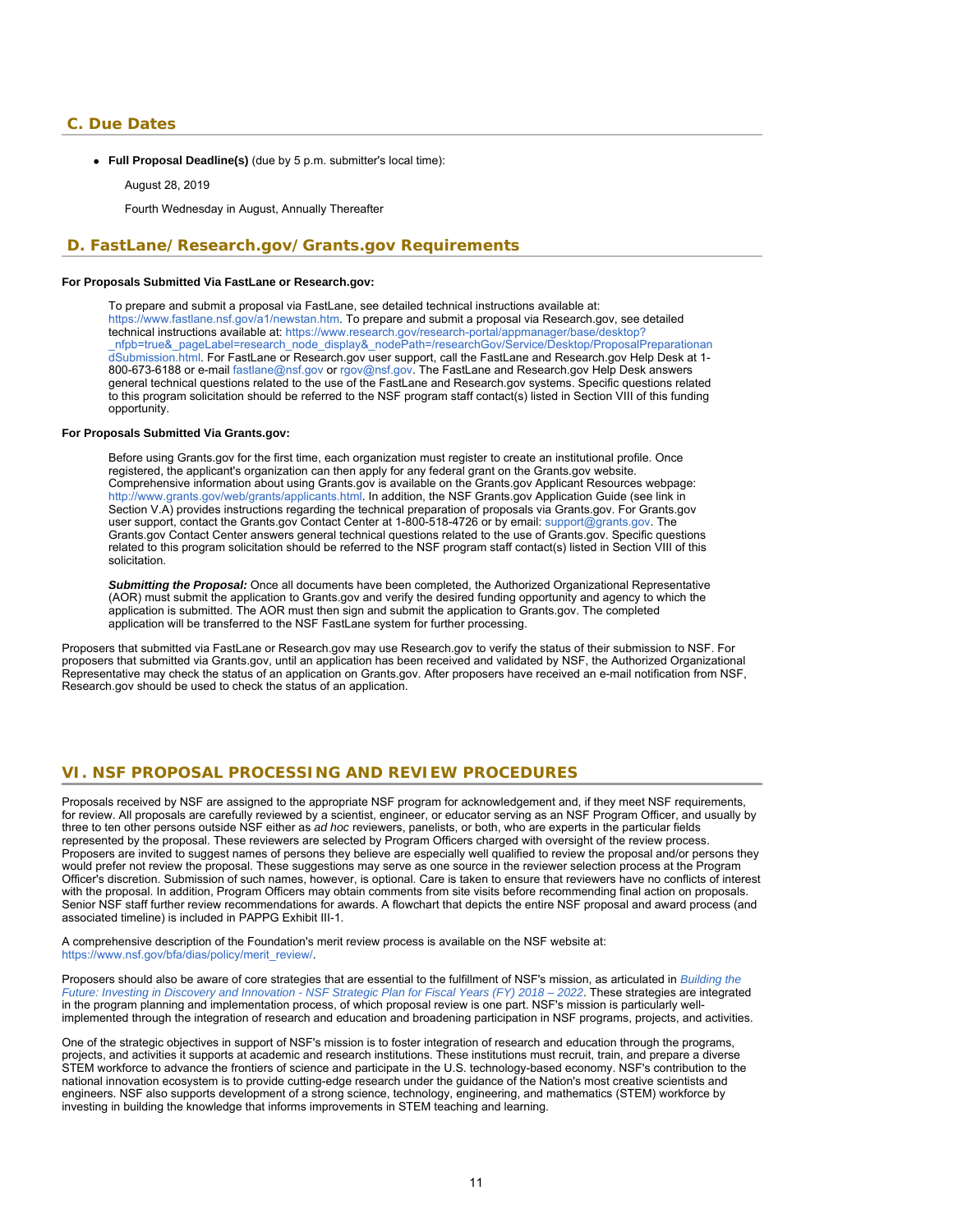## C. Due Dates

- **Full Proposal Deadline(s)** (due by 5 p.m. submitter's local time):

  August 28, 2019

  Fourth Wednesday in August, Annually Thereafter

## D. FastLane/Research.gov/Grants.gov Requirements

**For Proposals Submitted Via FastLane or Research.gov:**

To prepare and submit a proposal via FastLane, see detailed technical instructions available at: https://www.fastlane.nsf.gov/a1/newstan.htm. To prepare and submit a proposal via Research.gov, see detailed technical instructions available at: https://www.research.gov/research-portal/appmanager/base/desktop?_nfpb=true&_pageLabel=research_node_display&_nodePath=/researchGov/Service/Desktop/ProposalPreparationandSubmission.html. For FastLane or Research.gov user support, call the FastLane and Research.gov Help Desk at 1-800-673-6188 or e-mail fastlane@nsf.gov or rgov@nsf.gov. The FastLane and Research.gov Help Desk answers general technical questions related to the use of the FastLane and Research.gov systems. Specific questions related to this program solicitation should be referred to the NSF program staff contact(s) listed in Section VIII of this funding opportunity.

**For Proposals Submitted Via Grants.gov:**

Before using Grants.gov for the first time, each organization must register to create an institutional profile. Once registered, the applicant's organization can then apply for any federal grant on the Grants.gov website. Comprehensive information about using Grants.gov is available on the Grants.gov Applicant Resources webpage: http://www.grants.gov/web/grants/applicants.html. In addition, the NSF Grants.gov Application Guide (see link in Section V.A) provides instructions regarding the technical preparation of proposals via Grants.gov. For Grants.gov user support, contact the Grants.gov Contact Center at 1-800-518-4726 or by email: support@grants.gov. The Grants.gov Contact Center answers general technical questions related to the use of Grants.gov. Specific questions related to this program solicitation should be referred to the NSF program staff contact(s) listed in Section VIII of this solicitation.

***Submitting the Proposal:*** Once all documents have been completed, the Authorized Organizational Representative (AOR) must submit the application to Grants.gov and verify the desired funding opportunity and agency to which the application is submitted. The AOR must then sign and submit the application to Grants.gov. The completed application will be transferred to the NSF FastLane system for further processing.

Proposers that submitted via FastLane or Research.gov may use Research.gov to verify the status of their submission to NSF. For proposers that submitted via Grants.gov, until an application has been received and validated by NSF, the Authorized Organizational Representative may check the status of an application on Grants.gov. After proposers have received an e-mail notification from NSF, Research.gov should be used to check the status of an application.

# VI. NSF PROPOSAL PROCESSING AND REVIEW PROCEDURES

Proposals received by NSF are assigned to the appropriate NSF program for acknowledgement and, if they meet NSF requirements, for review. All proposals are carefully reviewed by a scientist, engineer, or educator serving as an NSF Program Officer, and usually by three to ten other persons outside NSF either as *ad hoc* reviewers, panelists, or both, who are experts in the particular fields represented by the proposal. These reviewers are selected by Program Officers charged with oversight of the review process. Proposers are invited to suggest names of persons they believe are especially well qualified to review the proposal and/or persons they would prefer not review the proposal. These suggestions may serve as one source in the reviewer selection process at the Program Officer's discretion. Submission of such names, however, is optional. Care is taken to ensure that reviewers have no conflicts of interest with the proposal. In addition, Program Officers may obtain comments from site visits before recommending final action on proposals. Senior NSF staff further review recommendations for awards. A flowchart that depicts the entire NSF proposal and award process (and associated timeline) is included in PAPPG Exhibit III-1.

A comprehensive description of the Foundation's merit review process is available on the NSF website at: https://www.nsf.gov/bfa/dias/policy/merit_review/.

Proposers should also be aware of core strategies that are essential to the fulfillment of NSF's mission, as articulated in *Building the Future: Investing in Discovery and Innovation - NSF Strategic Plan for Fiscal Years (FY) 2018 – 2022*. These strategies are integrated in the program planning and implementation process, of which proposal review is one part. NSF's mission is particularly well-implemented through the integration of research and education and broadening participation in NSF programs, projects, and activities.

One of the strategic objectives in support of NSF's mission is to foster integration of research and education through the programs, projects, and activities it supports at academic and research institutions. These institutions must recruit, train, and prepare a diverse STEM workforce to advance the frontiers of science and participate in the U.S. technology-based economy. NSF's contribution to the national innovation ecosystem is to provide cutting-edge research under the guidance of the Nation's most creative scientists and engineers. NSF also supports development of a strong science, technology, engineering, and mathematics (STEM) workforce by investing in building the knowledge that informs improvements in STEM teaching and learning.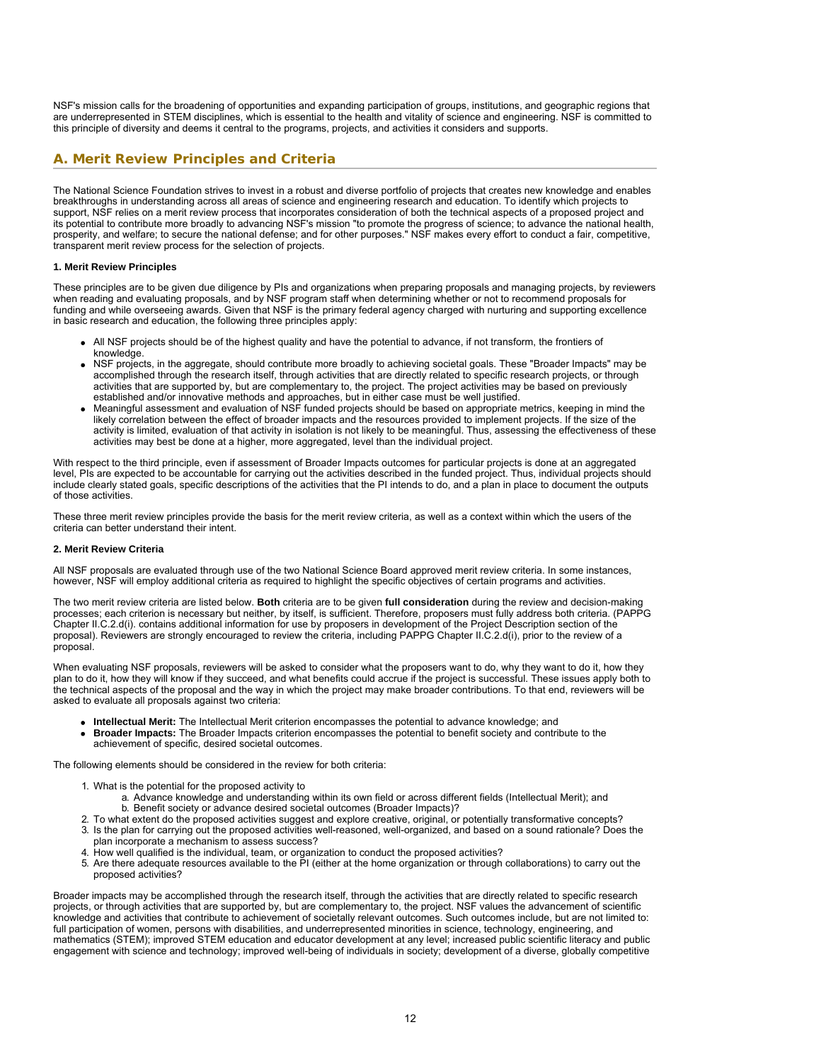NSF's mission calls for the broadening of opportunities and expanding participation of groups, institutions, and geographic regions that are underrepresented in STEM disciplines, which is essential to the health and vitality of science and engineering. NSF is committed to this principle of diversity and deems it central to the programs, projects, and activities it considers and supports.

## A. Merit Review Principles and Criteria

The National Science Foundation strives to invest in a robust and diverse portfolio of projects that creates new knowledge and enables breakthroughs in understanding across all areas of science and engineering research and education. To identify which projects to support, NSF relies on a merit review process that incorporates consideration of both the technical aspects of a proposed project and its potential to contribute more broadly to advancing NSF's mission "to promote the progress of science; to advance the national health, prosperity, and welfare; to secure the national defense; and for other purposes." NSF makes every effort to conduct a fair, competitive, transparent merit review process for the selection of projects.

### 1. Merit Review Principles

These principles are to be given due diligence by PIs and organizations when preparing proposals and managing projects, by reviewers when reading and evaluating proposals, and by NSF program staff when determining whether or not to recommend proposals for funding and while overseeing awards. Given that NSF is the primary federal agency charged with nurturing and supporting excellence in basic research and education, the following three principles apply:

- All NSF projects should be of the highest quality and have the potential to advance, if not transform, the frontiers of knowledge.
- NSF projects, in the aggregate, should contribute more broadly to achieving societal goals. These "Broader Impacts" may be accomplished through the research itself, through activities that are directly related to specific research projects, or through activities that are supported by, but are complementary to, the project. The project activities may be based on previously established and/or innovative methods and approaches, but in either case must be well justified.
- Meaningful assessment and evaluation of NSF funded projects should be based on appropriate metrics, keeping in mind the likely correlation between the effect of broader impacts and the resources provided to implement projects. If the size of the activity is limited, evaluation of that activity in isolation is not likely to be meaningful. Thus, assessing the effectiveness of these activities may best be done at a higher, more aggregated, level than the individual project.

With respect to the third principle, even if assessment of Broader Impacts outcomes for particular projects is done at an aggregated level, PIs are expected to be accountable for carrying out the activities described in the funded project. Thus, individual projects should include clearly stated goals, specific descriptions of the activities that the PI intends to do, and a plan in place to document the outputs of those activities.

These three merit review principles provide the basis for the merit review criteria, as well as a context within which the users of the criteria can better understand their intent.

### 2. Merit Review Criteria

All NSF proposals are evaluated through use of the two National Science Board approved merit review criteria. In some instances, however, NSF will employ additional criteria as required to highlight the specific objectives of certain programs and activities.

The two merit review criteria are listed below. **Both** criteria are to be given **full consideration** during the review and decision-making processes; each criterion is necessary but neither, by itself, is sufficient. Therefore, proposers must fully address both criteria. (PAPPG Chapter II.C.2.d(i). contains additional information for use by proposers in development of the Project Description section of the proposal). Reviewers are strongly encouraged to review the criteria, including PAPPG Chapter II.C.2.d(i), prior to the review of a proposal.

When evaluating NSF proposals, reviewers will be asked to consider what the proposers want to do, why they want to do it, how they plan to do it, how they will know if they succeed, and what benefits could accrue if the project is successful. These issues apply both to the technical aspects of the proposal and the way in which the project may make broader contributions. To that end, reviewers will be asked to evaluate all proposals against two criteria:

- **Intellectual Merit:** The Intellectual Merit criterion encompasses the potential to advance knowledge; and
- **Broader Impacts:** The Broader Impacts criterion encompasses the potential to benefit society and contribute to the achievement of specific, desired societal outcomes.

The following elements should be considered in the review for both criteria:

1. What is the potential for the proposed activity to
   a. Advance knowledge and understanding within its own field or across different fields (Intellectual Merit); and
   b. Benefit society or advance desired societal outcomes (Broader Impacts)?
2. To what extent do the proposed activities suggest and explore creative, original, or potentially transformative concepts?
3. Is the plan for carrying out the proposed activities well-reasoned, well-organized, and based on a sound rationale? Does the plan incorporate a mechanism to assess success?
4. How well qualified is the individual, team, or organization to conduct the proposed activities?
5. Are there adequate resources available to the PI (either at the home organization or through collaborations) to carry out the proposed activities?

Broader impacts may be accomplished through the research itself, through the activities that are directly related to specific research projects, or through activities that are supported by, but are complementary to, the project. NSF values the advancement of scientific knowledge and activities that contribute to achievement of societally relevant outcomes. Such outcomes include, but are not limited to: full participation of women, persons with disabilities, and underrepresented minorities in science, technology, engineering, and mathematics (STEM); improved STEM education and educator development at any level; increased public scientific literacy and public engagement with science and technology; improved well-being of individuals in society; development of a diverse, globally competitive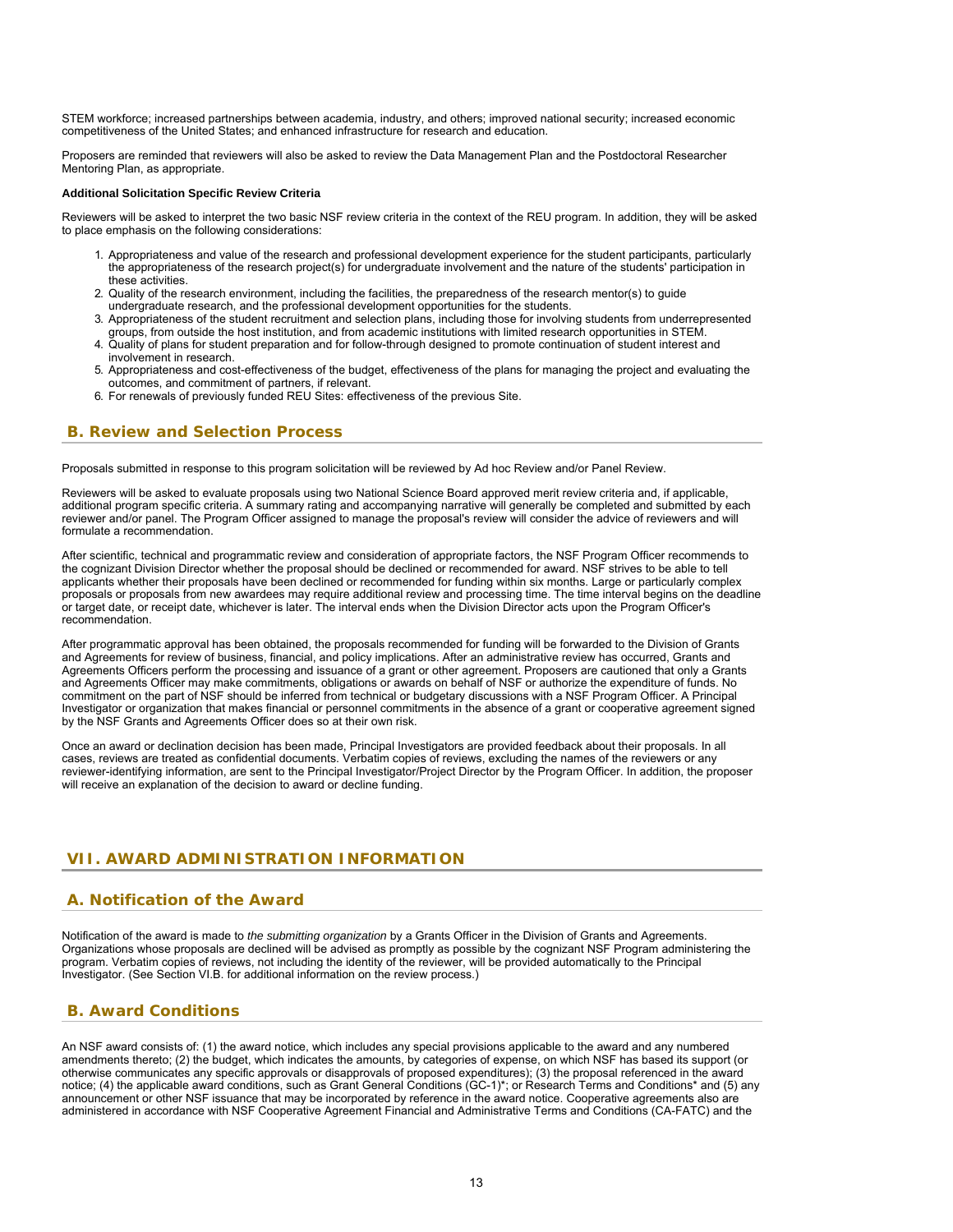STEM workforce; increased partnerships between academia, industry, and others; improved national security; increased economic competitiveness of the United States; and enhanced infrastructure for research and education.

Proposers are reminded that reviewers will also be asked to review the Data Management Plan and the Postdoctoral Researcher Mentoring Plan, as appropriate.

**Additional Solicitation Specific Review Criteria**

Reviewers will be asked to interpret the two basic NSF review criteria in the context of the REU program. In addition, they will be asked to place emphasis on the following considerations:

1. Appropriateness and value of the research and professional development experience for the student participants, particularly the appropriateness of the research project(s) for undergraduate involvement and the nature of the students' participation in these activities.
2. Quality of the research environment, including the facilities, the preparedness of the research mentor(s) to guide undergraduate research, and the professional development opportunities for the students.
3. Appropriateness of the student recruitment and selection plans, including those for involving students from underrepresented groups, from outside the host institution, and from academic institutions with limited research opportunities in STEM.
4. Quality of plans for student preparation and for follow-through designed to promote continuation of student interest and involvement in research.
5. Appropriateness and cost-effectiveness of the budget, effectiveness of the plans for managing the project and evaluating the outcomes, and commitment of partners, if relevant.
6. For renewals of previously funded REU Sites: effectiveness of the previous Site.

## B. Review and Selection Process

Proposals submitted in response to this program solicitation will be reviewed by Ad hoc Review and/or Panel Review.

Reviewers will be asked to evaluate proposals using two National Science Board approved merit review criteria and, if applicable, additional program specific criteria. A summary rating and accompanying narrative will generally be completed and submitted by each reviewer and/or panel. The Program Officer assigned to manage the proposal's review will consider the advice of reviewers and will formulate a recommendation.

After scientific, technical and programmatic review and consideration of appropriate factors, the NSF Program Officer recommends to the cognizant Division Director whether the proposal should be declined or recommended for award. NSF strives to be able to tell applicants whether their proposals have been declined or recommended for funding within six months. Large or particularly complex proposals or proposals from new awardees may require additional review and processing time. The time interval begins on the deadline or target date, or receipt date, whichever is later. The interval ends when the Division Director acts upon the Program Officer's recommendation.

After programmatic approval has been obtained, the proposals recommended for funding will be forwarded to the Division of Grants and Agreements for review of business, financial, and policy implications. After an administrative review has occurred, Grants and Agreements Officers perform the processing and issuance of a grant or other agreement. Proposers are cautioned that only a Grants and Agreements Officer may make commitments, obligations or awards on behalf of NSF or authorize the expenditure of funds. No commitment on the part of NSF should be inferred from technical or budgetary discussions with a NSF Program Officer. A Principal Investigator or organization that makes financial or personnel commitments in the absence of a grant or cooperative agreement signed by the NSF Grants and Agreements Officer does so at their own risk.

Once an award or declination decision has been made, Principal Investigators are provided feedback about their proposals. In all cases, reviews are treated as confidential documents. Verbatim copies of reviews, excluding the names of the reviewers or any reviewer-identifying information, are sent to the Principal Investigator/Project Director by the Program Officer. In addition, the proposer will receive an explanation of the decision to award or decline funding.

# VII. AWARD ADMINISTRATION INFORMATION

## A. Notification of the Award

Notification of the award is made to *the submitting organization* by a Grants Officer in the Division of Grants and Agreements. Organizations whose proposals are declined will be advised as promptly as possible by the cognizant NSF Program administering the program. Verbatim copies of reviews, not including the identity of the reviewer, will be provided automatically to the Principal Investigator. (See Section VI.B. for additional information on the review process.)

## B. Award Conditions

An NSF award consists of: (1) the award notice, which includes any special provisions applicable to the award and any numbered amendments thereto; (2) the budget, which indicates the amounts, by categories of expense, on which NSF has based its support (or otherwise communicates any specific approvals or disapprovals of proposed expenditures); (3) the proposal referenced in the award notice; (4) the applicable award conditions, such as Grant General Conditions (GC-1)*; or Research Terms and Conditions* and (5) any announcement or other NSF issuance that may be incorporated by reference in the award notice. Cooperative agreements also are administered in accordance with NSF Cooperative Agreement Financial and Administrative Terms and Conditions (CA-FATC) and the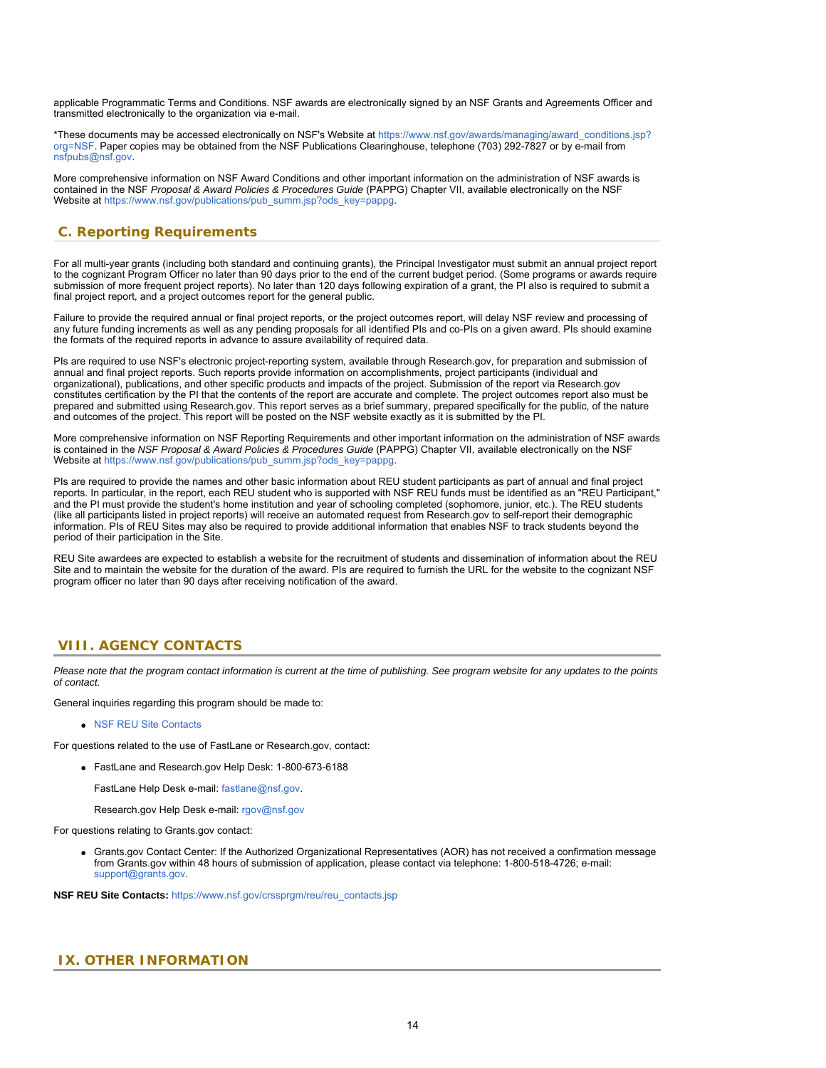applicable Programmatic Terms and Conditions. NSF awards are electronically signed by an NSF Grants and Agreements Officer and transmitted electronically to the organization via e-mail.

*These documents may be accessed electronically on NSF's Website at https://www.nsf.gov/awards/managing/award_conditions.jsp?org=NSF. Paper copies may be obtained from the NSF Publications Clearinghouse, telephone (703) 292-7827 or by e-mail from nsfpubs@nsf.gov.

More comprehensive information on NSF Award Conditions and other important information on the administration of NSF awards is contained in the NSF *Proposal & Award Policies & Procedures Guide* (PAPPG) Chapter VII, available electronically on the NSF Website at https://www.nsf.gov/publications/pub_summ.jsp?ods_key=pappg.

## C. Reporting Requirements

For all multi-year grants (including both standard and continuing grants), the Principal Investigator must submit an annual project report to the cognizant Program Officer no later than 90 days prior to the end of the current budget period. (Some programs or awards require submission of more frequent project reports). No later than 120 days following expiration of a grant, the PI also is required to submit a final project report, and a project outcomes report for the general public.

Failure to provide the required annual or final project reports, or the project outcomes report, will delay NSF review and processing of any future funding increments as well as any pending proposals for all identified PIs and co-PIs on a given award. PIs should examine the formats of the required reports in advance to assure availability of required data.

PIs are required to use NSF's electronic project-reporting system, available through Research.gov, for preparation and submission of annual and final project reports. Such reports provide information on accomplishments, project participants (individual and organizational), publications, and other specific products and impacts of the project. Submission of the report via Research.gov constitutes certification by the PI that the contents of the report are accurate and complete. The project outcomes report also must be prepared and submitted using Research.gov. This report serves as a brief summary, prepared specifically for the public, of the nature and outcomes of the project. This report will be posted on the NSF website exactly as it is submitted by the PI.

More comprehensive information on NSF Reporting Requirements and other important information on the administration of NSF awards is contained in the *NSF Proposal & Award Policies & Procedures Guide* (PAPPG) Chapter VII, available electronically on the NSF Website at https://www.nsf.gov/publications/pub_summ.jsp?ods_key=pappg.

PIs are required to provide the names and other basic information about REU student participants as part of annual and final project reports. In particular, in the report, each REU student who is supported with NSF REU funds must be identified as an "REU Participant," and the PI must provide the student's home institution and year of schooling completed (sophomore, junior, etc.). The REU students (like all participants listed in project reports) will receive an automated request from Research.gov to self-report their demographic information. PIs of REU Sites may also be required to provide additional information that enables NSF to track students beyond the period of their participation in the Site.

REU Site awardees are expected to establish a website for the recruitment of students and dissemination of information about the REU Site and to maintain the website for the duration of the award. PIs are required to furnish the URL for the website to the cognizant NSF program officer no later than 90 days after receiving notification of the award.

# VIII. AGENCY CONTACTS

*Please note that the program contact information is current at the time of publishing. See program website for any updates to the points of contact.*

General inquiries regarding this program should be made to:

- NSF REU Site Contacts

For questions related to the use of FastLane or Research.gov, contact:

- FastLane and Research.gov Help Desk: 1-800-673-6188

  FastLane Help Desk e-mail: fastlane@nsf.gov.

  Research.gov Help Desk e-mail: rgov@nsf.gov

For questions relating to Grants.gov contact:

- Grants.gov Contact Center: If the Authorized Organizational Representatives (AOR) has not received a confirmation message from Grants.gov within 48 hours of submission of application, please contact via telephone: 1-800-518-4726; e-mail: support@grants.gov.

**NSF REU Site Contacts:** https://www.nsf.gov/crssprgm/reu/reu_contacts.jsp

# IX. OTHER INFORMATION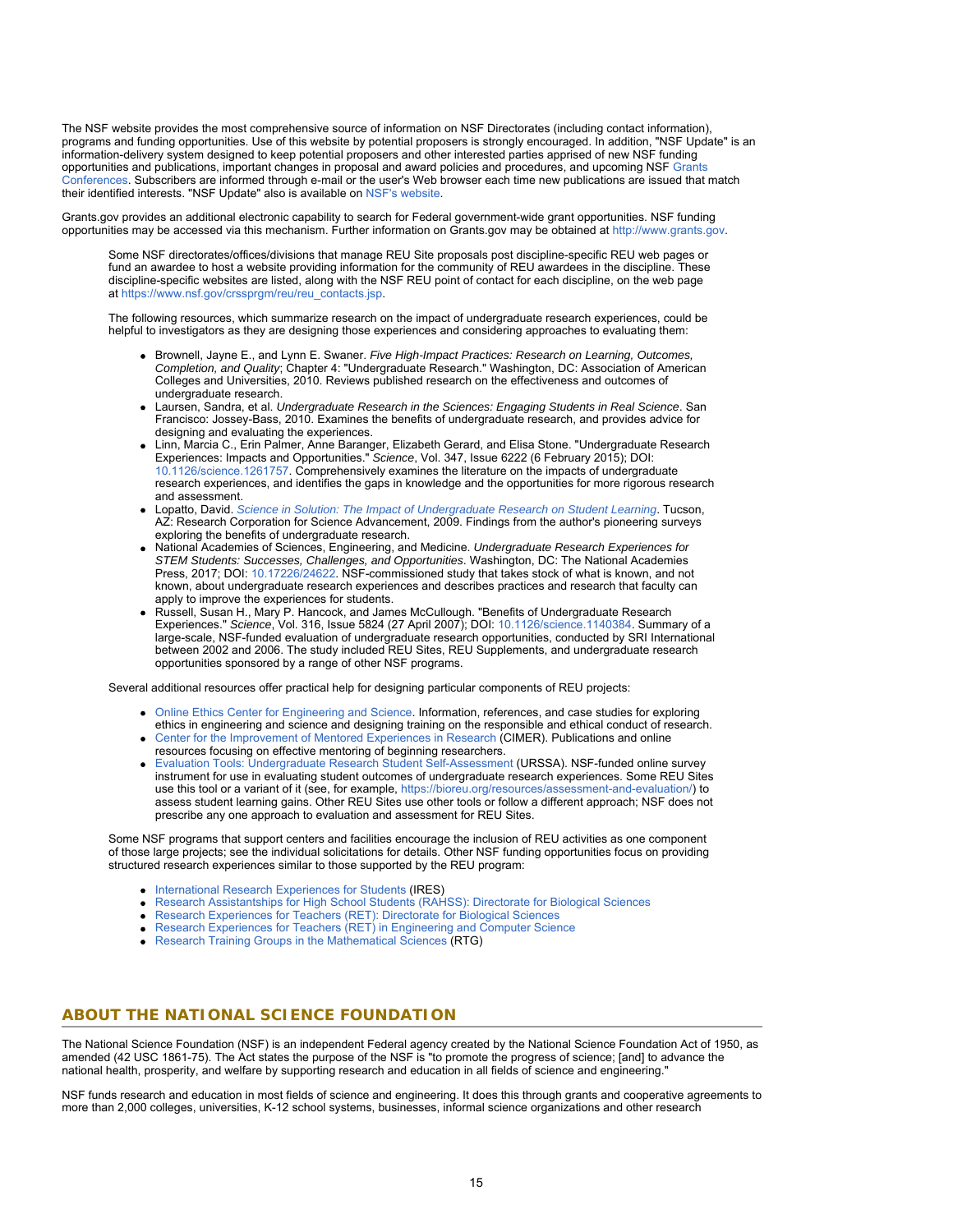The NSF website provides the most comprehensive source of information on NSF Directorates (including contact information), programs and funding opportunities. Use of this website by potential proposers is strongly encouraged. In addition, "NSF Update" is an information-delivery system designed to keep potential proposers and other interested parties apprised of new NSF funding opportunities and publications, important changes in proposal and award policies and procedures, and upcoming NSF Grants Conferences. Subscribers are informed through e-mail or the user's Web browser each time new publications are issued that match their identified interests. "NSF Update" also is available on NSF's website.

Grants.gov provides an additional electronic capability to search for Federal government-wide grant opportunities. NSF funding opportunities may be accessed via this mechanism. Further information on Grants.gov may be obtained at http://www.grants.gov.

Some NSF directorates/offices/divisions that manage REU Site proposals post discipline-specific REU web pages or fund an awardee to host a website providing information for the community of REU awardees in the discipline. These discipline-specific websites are listed, along with the NSF REU point of contact for each discipline, on the web page at https://www.nsf.gov/crssprgm/reu/reu_contacts.jsp.

The following resources, which summarize research on the impact of undergraduate research experiences, could be helpful to investigators as they are designing those experiences and considering approaches to evaluating them:

- Brownell, Jayne E., and Lynn E. Swaner. *Five High-Impact Practices: Research on Learning, Outcomes, Completion, and Quality*; Chapter 4: "Undergraduate Research." Washington, DC: Association of American Colleges and Universities, 2010. Reviews published research on the effectiveness and outcomes of undergraduate research.
- Laursen, Sandra, et al. *Undergraduate Research in the Sciences: Engaging Students in Real Science*. San Francisco: Jossey-Bass, 2010. Examines the benefits of undergraduate research, and provides advice for designing and evaluating the experiences.
- Linn, Marcia C., Erin Palmer, Anne Baranger, Elizabeth Gerard, and Elisa Stone. "Undergraduate Research Experiences: Impacts and Opportunities." *Science*, Vol. 347, Issue 6222 (6 February 2015); DOI: 10.1126/science.1261757. Comprehensively examines the literature on the impacts of undergraduate research experiences, and identifies the gaps in knowledge and the opportunities for more rigorous research and assessment.
- Lopatto, David. *Science in Solution: The Impact of Undergraduate Research on Student Learning*. Tucson, AZ: Research Corporation for Science Advancement, 2009. Findings from the author's pioneering surveys exploring the benefits of undergraduate research.
- National Academies of Sciences, Engineering, and Medicine. *Undergraduate Research Experiences for STEM Students: Successes, Challenges, and Opportunities*. Washington, DC: The National Academies Press, 2017; DOI: 10.17226/24622. NSF-commissioned study that takes stock of what is known, and not known, about undergraduate research experiences and describes practices and research that faculty can apply to improve the experiences for students.
- Russell, Susan H., Mary P. Hancock, and James McCullough. "Benefits of Undergraduate Research Experiences." *Science*, Vol. 316, Issue 5824 (27 April 2007); DOI: 10.1126/science.1140384. Summary of a large-scale, NSF-funded evaluation of undergraduate research opportunities, conducted by SRI International between 2002 and 2006. The study included REU Sites, REU Supplements, and undergraduate research opportunities sponsored by a range of other NSF programs.

Several additional resources offer practical help for designing particular components of REU projects:

- Online Ethics Center for Engineering and Science. Information, references, and case studies for exploring ethics in engineering and science and designing training on the responsible and ethical conduct of research.
- Center for the Improvement of Mentored Experiences in Research (CIMER). Publications and online resources focusing on effective mentoring of beginning researchers.
- Evaluation Tools: Undergraduate Research Student Self-Assessment (URSSA). NSF-funded online survey instrument for use in evaluating student outcomes of undergraduate research experiences. Some REU Sites use this tool or a variant of it (see, for example, https://bioreu.org/resources/assessment-and-evaluation/) to assess student learning gains. Other REU Sites use other tools or follow a different approach; NSF does not prescribe any one approach to evaluation and assessment for REU Sites.

Some NSF programs that support centers and facilities encourage the inclusion of REU activities as one component of those large projects; see the individual solicitations for details. Other NSF funding opportunities focus on providing structured research experiences similar to those supported by the REU program:

- International Research Experiences for Students (IRES)
- Research Assistantships for High School Students (RAHSS): Directorate for Biological Sciences
- Research Experiences for Teachers (RET): Directorate for Biological Sciences
- Research Experiences for Teachers (RET) in Engineering and Computer Science
- Research Training Groups in the Mathematical Sciences (RTG)

## ABOUT THE NATIONAL SCIENCE FOUNDATION

The National Science Foundation (NSF) is an independent Federal agency created by the National Science Foundation Act of 1950, as amended (42 USC 1861-75). The Act states the purpose of the NSF is "to promote the progress of science; [and] to advance the national health, prosperity, and welfare by supporting research and education in all fields of science and engineering."

NSF funds research and education in most fields of science and engineering. It does this through grants and cooperative agreements to more than 2,000 colleges, universities, K-12 school systems, businesses, informal science organizations and other research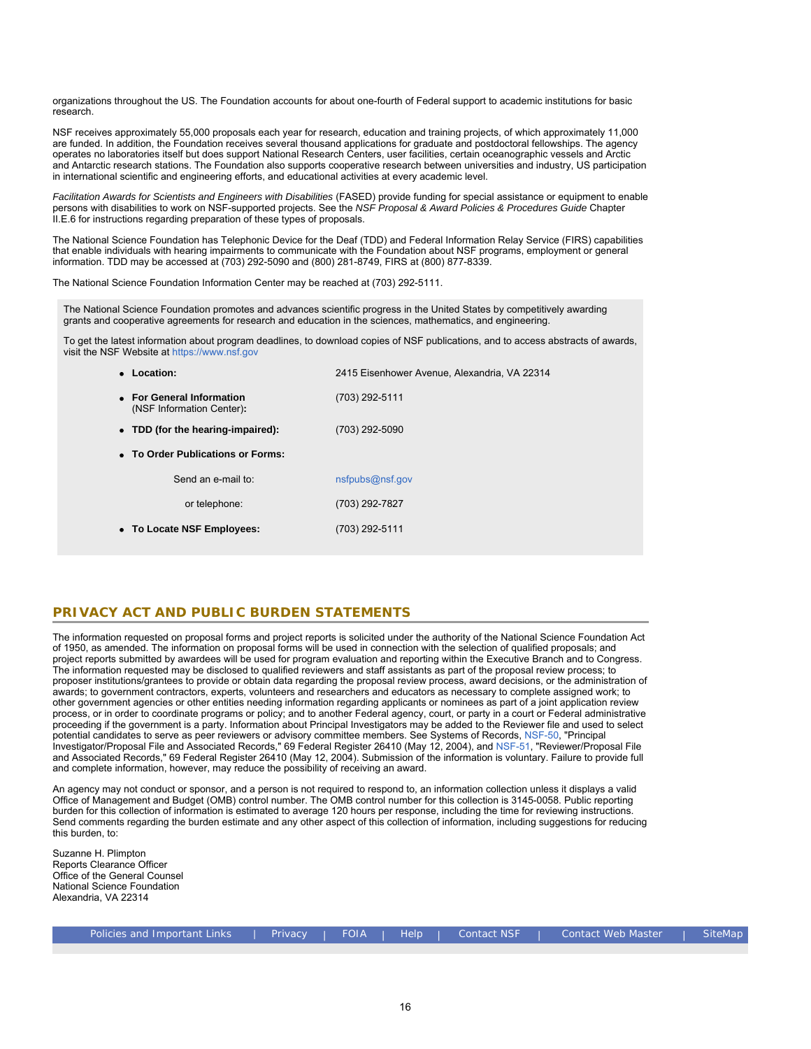organizations throughout the US. The Foundation accounts for about one-fourth of Federal support to academic institutions for basic research.

NSF receives approximately 55,000 proposals each year for research, education and training projects, of which approximately 11,000 are funded. In addition, the Foundation receives several thousand applications for graduate and postdoctoral fellowships. The agency operates no laboratories itself but does support National Research Centers, user facilities, certain oceanographic vessels and Arctic and Antarctic research stations. The Foundation also supports cooperative research between universities and industry, US participation in international scientific and engineering efforts, and educational activities at every academic level.

*Facilitation Awards for Scientists and Engineers with Disabilities* (FASED) provide funding for special assistance or equipment to enable persons with disabilities to work on NSF-supported projects. See the *NSF Proposal & Award Policies & Procedures Guide* Chapter II.E.6 for instructions regarding preparation of these types of proposals.

The National Science Foundation has Telephonic Device for the Deaf (TDD) and Federal Information Relay Service (FIRS) capabilities that enable individuals with hearing impairments to communicate with the Foundation about NSF programs, employment or general information. TDD may be accessed at (703) 292-5090 and (800) 281-8749, FIRS at (800) 877-8339.

The National Science Foundation Information Center may be reached at (703) 292-5111.

The National Science Foundation promotes and advances scientific progress in the United States by competitively awarding grants and cooperative agreements for research and education in the sciences, mathematics, and engineering.

To get the latest information about program deadlines, to download copies of NSF publications, and to access abstracts of awards, visit the NSF Website at https://www.nsf.gov

- **Location:** 2415 Eisenhower Avenue, Alexandria, VA 22314
- **For General Information** (NSF Information Center)**:** (703) 292-5111
- **TDD (for the hearing-impaired):** (703) 292-5090
- **To Order Publications or Forms:**
  - Send an e-mail to: nsfpubs@nsf.gov
  - or telephone: (703) 292-7827
- **To Locate NSF Employees:** (703) 292-5111

## PRIVACY ACT AND PUBLIC BURDEN STATEMENTS

The information requested on proposal forms and project reports is solicited under the authority of the National Science Foundation Act of 1950, as amended. The information on proposal forms will be used in connection with the selection of qualified proposals; and project reports submitted by awardees will be used for program evaluation and reporting within the Executive Branch and to Congress. The information requested may be disclosed to qualified reviewers and staff assistants as part of the proposal review process; to proposer institutions/grantees to provide or obtain data regarding the proposal review process, award decisions, or the administration of awards; to government contractors, experts, volunteers and researchers and educators as necessary to complete assigned work; to other government agencies or other entities needing information regarding applicants or nominees as part of a joint application review process, or in order to coordinate programs or policy; and to another Federal agency, court, or party in a court or Federal administrative proceeding if the government is a party. Information about Principal Investigators may be added to the Reviewer file and used to select potential candidates to serve as peer reviewers or advisory committee members. See Systems of Records, NSF-50, "Principal Investigator/Proposal File and Associated Records," 69 Federal Register 26410 (May 12, 2004), and NSF-51, "Reviewer/Proposal File and Associated Records," 69 Federal Register 26410 (May 12, 2004). Submission of the information is voluntary. Failure to provide full and complete information, however, may reduce the possibility of receiving an award.

An agency may not conduct or sponsor, and a person is not required to respond to, an information collection unless it displays a valid Office of Management and Budget (OMB) control number. The OMB control number for this collection is 3145-0058. Public reporting burden for this collection of information is estimated to average 120 hours per response, including the time for reviewing instructions. Send comments regarding the burden estimate and any other aspect of this collection of information, including suggestions for reducing this burden, to:

Suzanne H. Plimpton
Reports Clearance Officer
Office of the General Counsel
National Science Foundation
Alexandria, VA 22314

Policies and Important Links | Privacy | FOIA | Help | Contact NSF | Contact Web Master | SiteMap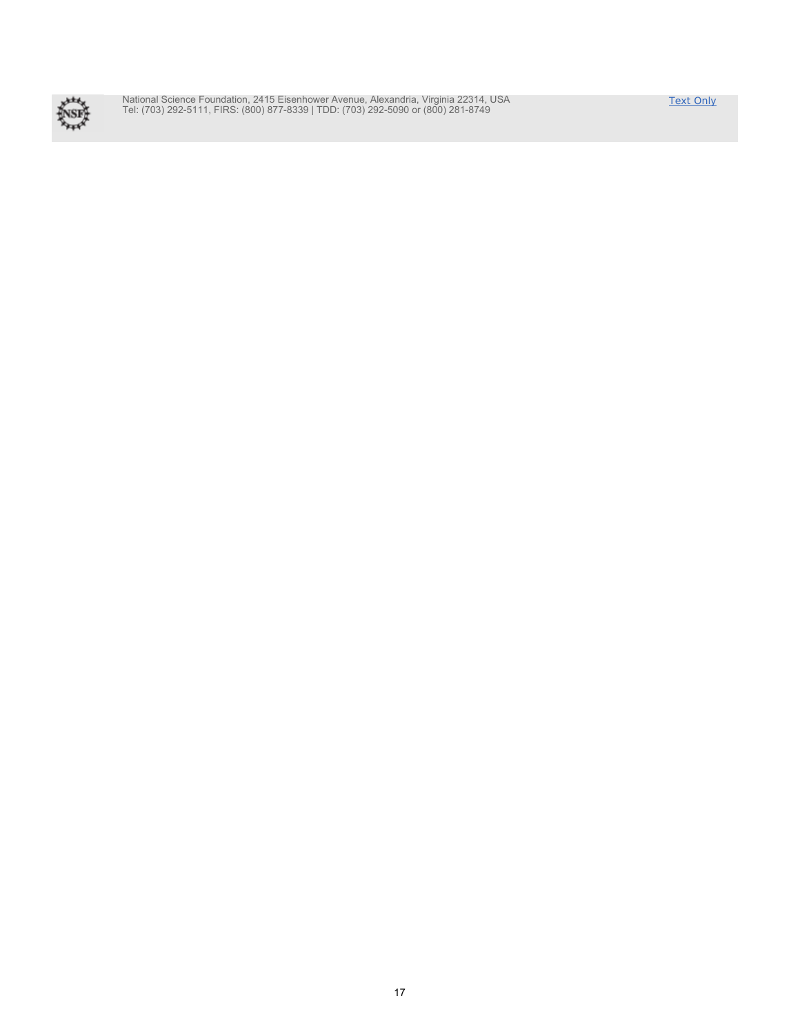National Science Foundation, 2415 Eisenhower Avenue, Alexandria, Virginia 22314, USA
Tel: (703) 292-5111, FIRS: (800) 877-8339 | TDD: (703) 292-5090 or (800) 281-8749

Text Only